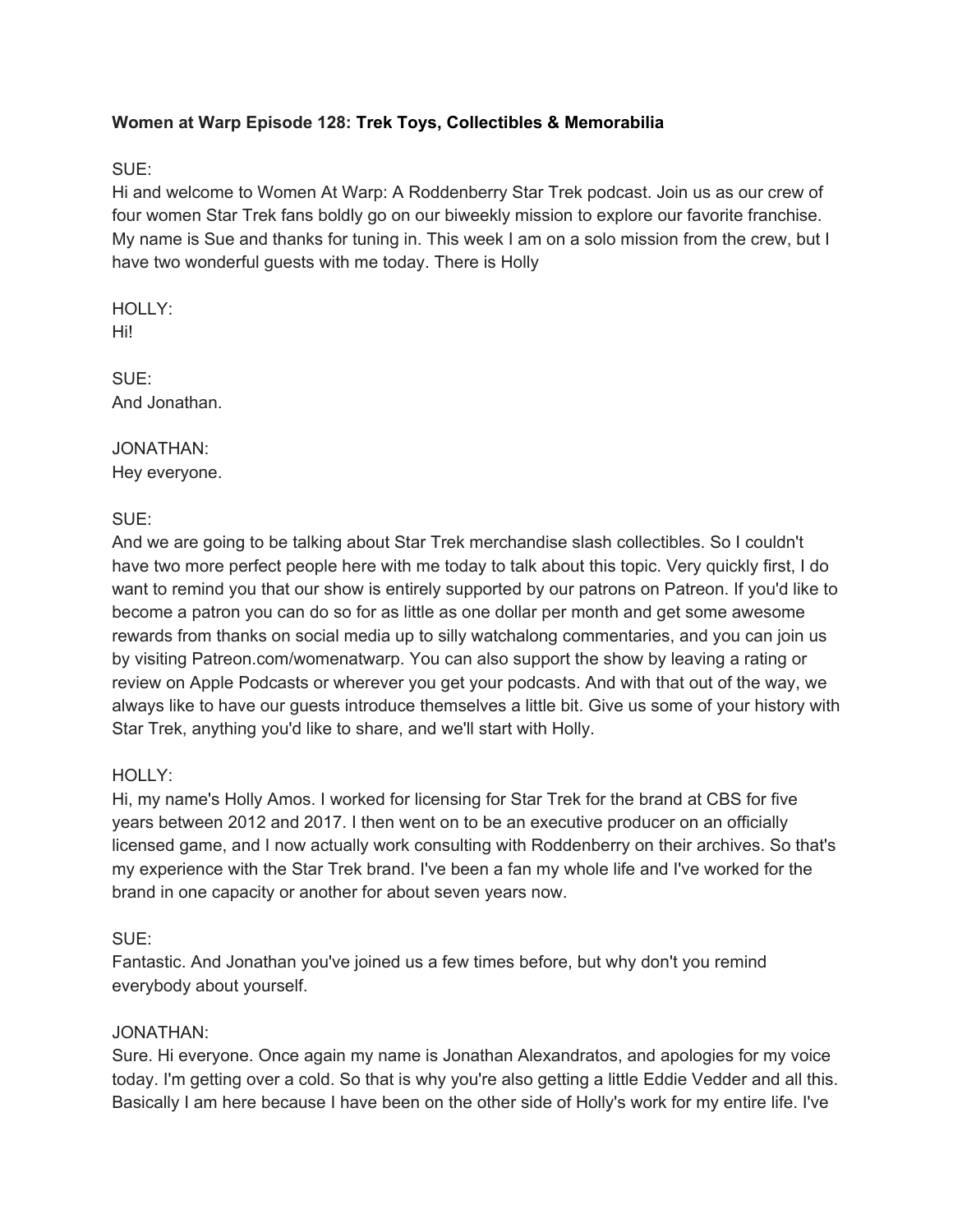**Women at Warp Episode 128: Trek Toys, Collectibles & Memorabilia**

SUE:
Hi and welcome to Women At Warp: A Roddenberry Star Trek podcast. Join us as our crew of four women Star Trek fans boldly go on our biweekly mission to explore our favorite franchise. My name is Sue and thanks for tuning in. This week I am on a solo mission from the crew, but I have two wonderful guests with me today. There is Holly

HOLLY:
Hi!

SUE:
And Jonathan.

JONATHAN:
Hey everyone.

SUE:
And we are going to be talking about Star Trek merchandise slash collectibles. So I couldn't have two more perfect people here with me today to talk about this topic. Very quickly first, I do want to remind you that our show is entirely supported by our patrons on Patreon. If you'd like to become a patron you can do so for as little as one dollar per month and get some awesome rewards from thanks on social media up to silly watchalong commentaries, and you can join us by visiting Patreon.com/womenatwarp. You can also support the show by leaving a rating or review on Apple Podcasts or wherever you get your podcasts. And with that out of the way, we always like to have our guests introduce themselves a little bit. Give us some of your history with Star Trek, anything you'd like to share, and we'll start with Holly.

HOLLY:
Hi, my name's Holly Amos. I worked for licensing for Star Trek for the brand at CBS for five years between 2012 and 2017. I then went on to be an executive producer on an officially licensed game, and I now actually work consulting with Roddenberry on their archives. So that's my experience with the Star Trek brand. I've been a fan my whole life and I've worked for the brand in one capacity or another for about seven years now.

SUE:
Fantastic. And Jonathan you've joined us a few times before, but why don't you remind everybody about yourself.

JONATHAN:
Sure. Hi everyone. Once again my name is Jonathan Alexandratos, and apologies for my voice today. I'm getting over a cold. So that is why you're also getting a little Eddie Vedder and all this. Basically I am here because I have been on the other side of Holly's work for my entire life. I've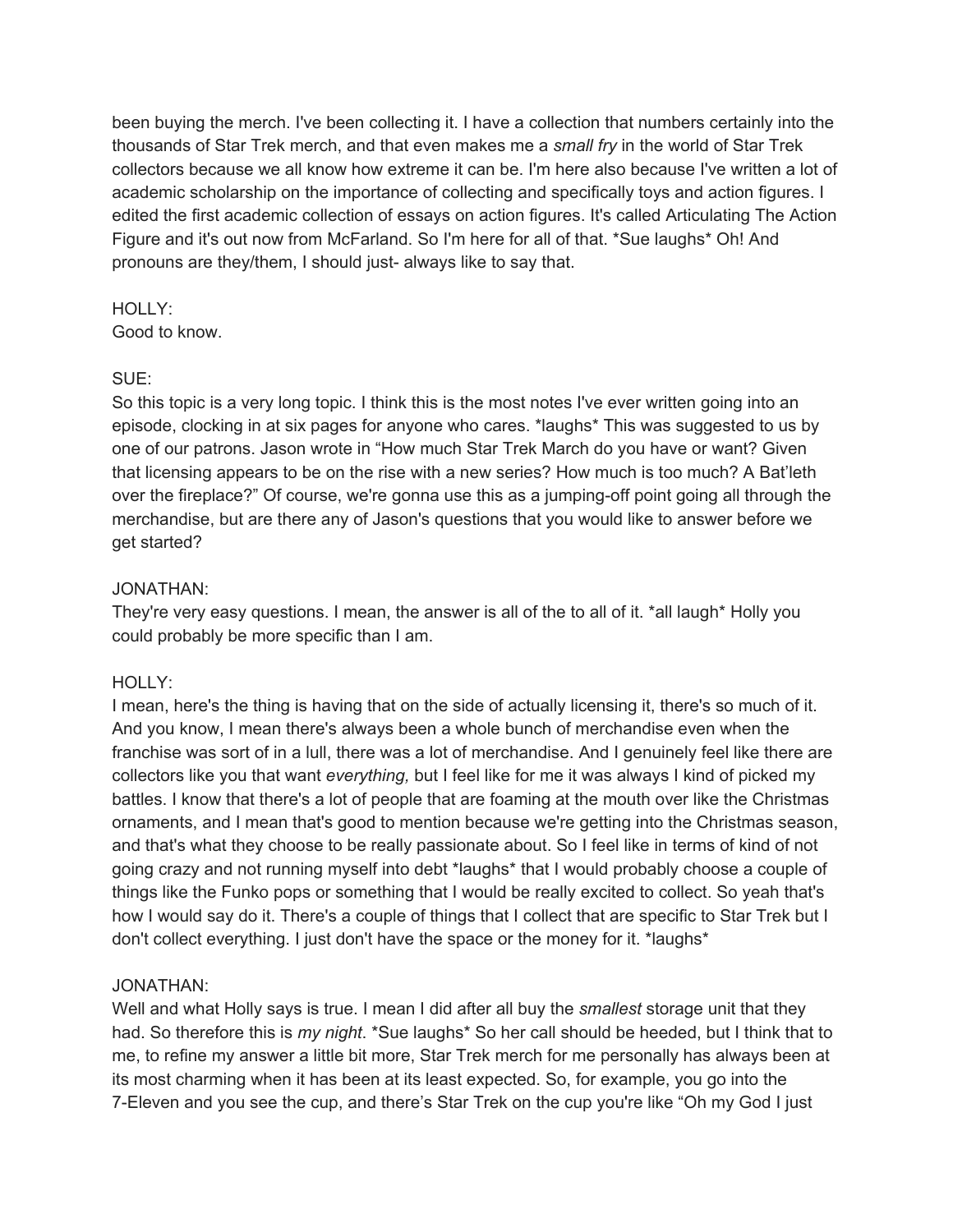been buying the merch. I've been collecting it. I have a collection that numbers certainly into the thousands of Star Trek merch, and that even makes me a *small fry* in the world of Star Trek collectors because we all know how extreme it can be. I'm here also because I've written a lot of academic scholarship on the importance of collecting and specifically toys and action figures. I edited the first academic collection of essays on action figures. It's called Articulating The Action Figure and it's out now from McFarland. So I'm here for all of that. *Sue laughs* Oh! And pronouns are they/them, I should just- always like to say that.

HOLLY:
Good to know.

SUE:
So this topic is a very long topic. I think this is the most notes I've ever written going into an episode, clocking in at six pages for anyone who cares. *laughs* This was suggested to us by one of our patrons. Jason wrote in "How much Star Trek March do you have or want? Given that licensing appears to be on the rise with a new series? How much is too much? A Bat'leth over the fireplace?" Of course, we're gonna use this as a jumping-off point going all through the merchandise, but are there any of Jason's questions that you would like to answer before we get started?

JONATHAN:
They're very easy questions. I mean, the answer is all of the to all of it. *all laugh* Holly you could probably be more specific than I am.

HOLLY:
I mean, here's the thing is having that on the side of actually licensing it, there's so much of it. And you know, I mean there's always been a whole bunch of merchandise even when the franchise was sort of in a lull, there was a lot of merchandise. And I genuinely feel like there are collectors like you that want *everything,* but I feel like for me it was always I kind of picked my battles. I know that there's a lot of people that are foaming at the mouth over like the Christmas ornaments, and I mean that's good to mention because we're getting into the Christmas season, and that's what they choose to be really passionate about. So I feel like in terms of kind of not going crazy and not running myself into debt *laughs* that I would probably choose a couple of things like the Funko pops or something that I would be really excited to collect. So yeah that's how I would say do it. There's a couple of things that I collect that are specific to Star Trek but I don't collect everything. I just don't have the space or the money for it. *laughs*

JONATHAN:
Well and what Holly says is true. I mean I did after all buy the *smallest* storage unit that they had. So therefore this is *my night*. *Sue laughs* So her call should be heeded, but I think that to me, to refine my answer a little bit more, Star Trek merch for me personally has always been at its most charming when it has been at its least expected. So, for example, you go into the 7-Eleven and you see the cup, and there's Star Trek on the cup you're like "Oh my God I just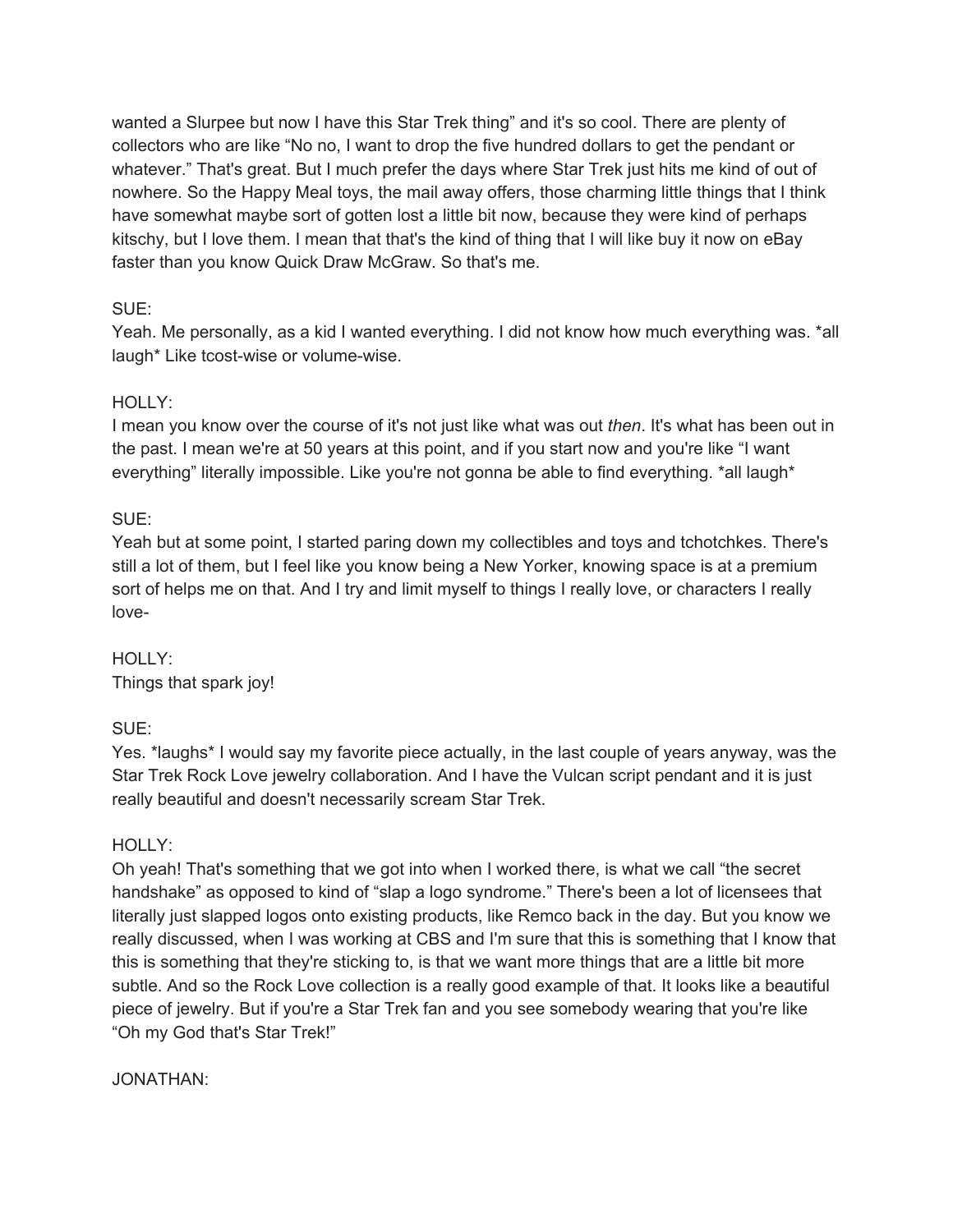wanted a Slurpee but now I have this Star Trek thing" and it's so cool. There are plenty of collectors who are like "No no, I want to drop the five hundred dollars to get the pendant or whatever." That's great. But I much prefer the days where Star Trek just hits me kind of out of nowhere. So the Happy Meal toys, the mail away offers, those charming little things that I think have somewhat maybe sort of gotten lost a little bit now, because they were kind of perhaps kitschy, but I love them. I mean that that's the kind of thing that I will like buy it now on eBay faster than you know Quick Draw McGraw. So that's me.

SUE:
Yeah. Me personally, as a kid I wanted everything. I did not know how much everything was. *all laugh* Like tcost-wise or volume-wise.

HOLLY:
I mean you know over the course of it's not just like what was out *then*. It's what has been out in the past. I mean we're at 50 years at this point, and if you start now and you're like "I want everything" literally impossible. Like you're not gonna be able to find everything. *all laugh*

SUE:
Yeah but at some point, I started paring down my collectibles and toys and tchotchkes. There's still a lot of them, but I feel like you know being a New Yorker, knowing space is at a premium sort of helps me on that. And I try and limit myself to things I really love, or characters I really love-

HOLLY:
Things that spark joy!

SUE:
Yes. *laughs* I would say my favorite piece actually, in the last couple of years anyway, was the Star Trek Rock Love jewelry collaboration. And I have the Vulcan script pendant and it is just really beautiful and doesn't necessarily scream Star Trek.

HOLLY:
Oh yeah! That's something that we got into when I worked there, is what we call "the secret handshake" as opposed to kind of "slap a logo syndrome." There's been a lot of licensees that literally just slapped logos onto existing products, like Remco back in the day. But you know we really discussed, when I was working at CBS and I'm sure that this is something that I know that this is something that they're sticking to, is that we want more things that are a little bit more subtle. And so the Rock Love collection is a really good example of that. It looks like a beautiful piece of jewelry. But if you're a Star Trek fan and you see somebody wearing that you're like "Oh my God that's Star Trek!"

JONATHAN: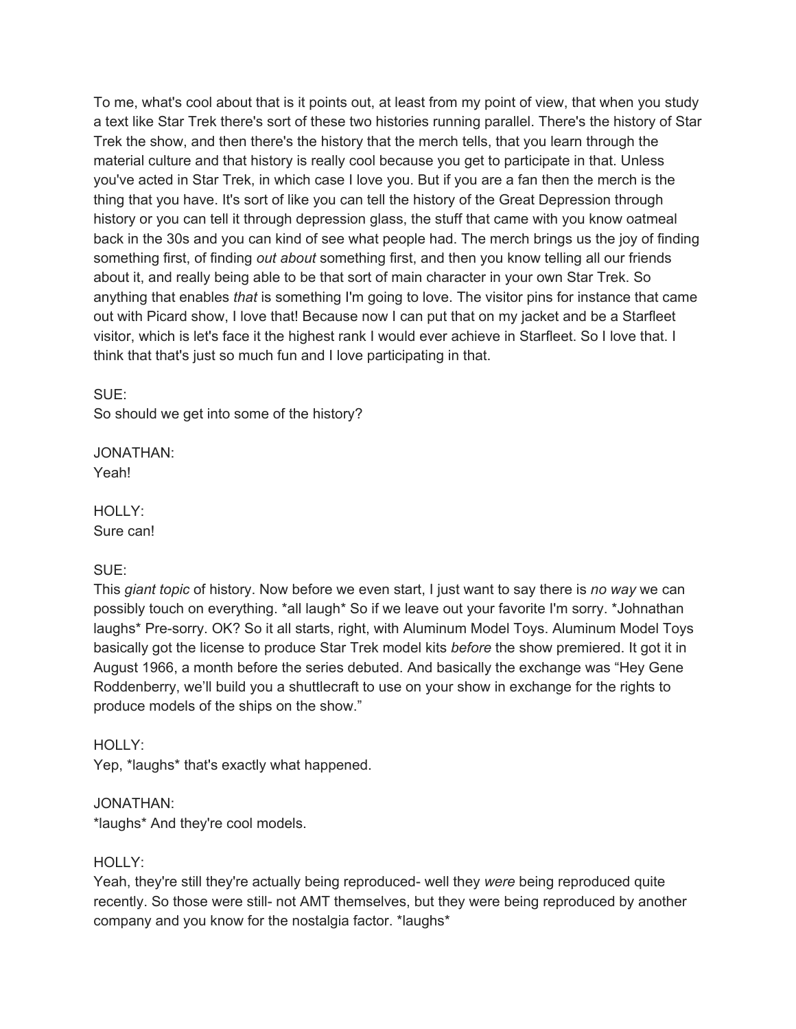To me, what's cool about that is it points out, at least from my point of view, that when you study a text like Star Trek there's sort of these two histories running parallel. There's the history of Star Trek the show, and then there's the history that the merch tells, that you learn through the material culture and that history is really cool because you get to participate in that. Unless you've acted in Star Trek, in which case I love you. But if you are a fan then the merch is the thing that you have. It's sort of like you can tell the history of the Great Depression through history or you can tell it through depression glass, the stuff that came with you know oatmeal back in the 30s and you can kind of see what people had. The merch brings us the joy of finding something first, of finding *out about* something first, and then you know telling all our friends about it, and really being able to be that sort of main character in your own Star Trek. So anything that enables *that* is something I'm going to love. The visitor pins for instance that came out with Picard show, I love that! Because now I can put that on my jacket and be a Starfleet visitor, which is let's face it the highest rank I would ever achieve in Starfleet. So I love that. I think that that's just so much fun and I love participating in that.

SUE:
So should we get into some of the history?

JONATHAN:
Yeah!

HOLLY:
Sure can!

SUE:
This *giant topic* of history. Now before we even start, I just want to say there is *no way* we can possibly touch on everything. *all laugh* So if we leave out your favorite I'm sorry. *Johnathan laughs* Pre-sorry. OK? So it all starts, right, with Aluminum Model Toys. Aluminum Model Toys basically got the license to produce Star Trek model kits *before* the show premiered. It got it in August 1966, a month before the series debuted. And basically the exchange was "Hey Gene Roddenberry, we'll build you a shuttlecraft to use on your show in exchange for the rights to produce models of the ships on the show."

HOLLY:
Yep, *laughs* that's exactly what happened.

JONATHAN:
*laughs* And they're cool models.

HOLLY:
Yeah, they're still they're actually being reproduced- well they *were* being reproduced quite recently. So those were still- not AMT themselves, but they were being reproduced by another company and you know for the nostalgia factor. *laughs*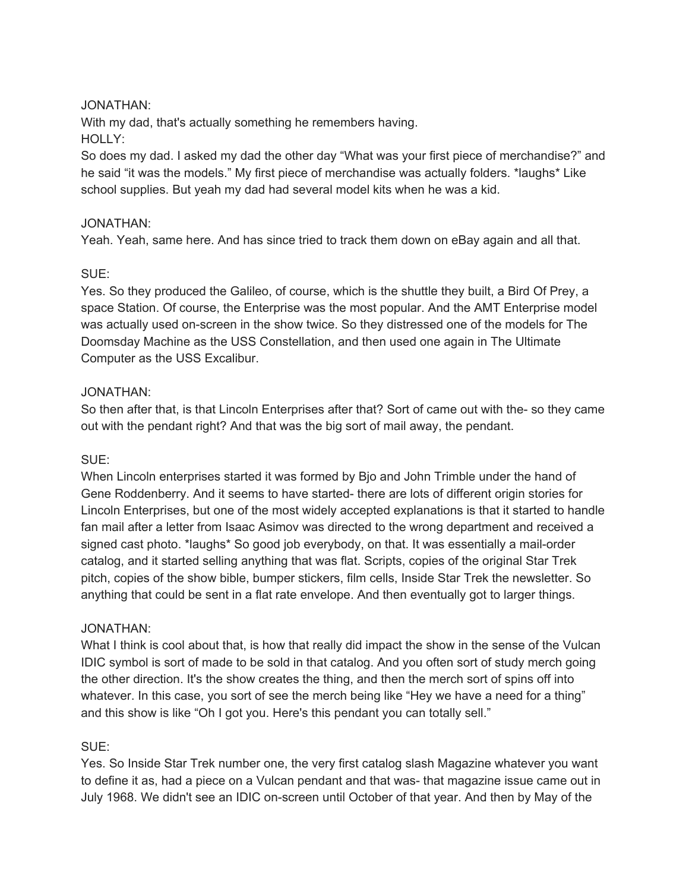JONATHAN:
With my dad, that's actually something he remembers having.
HOLLY:
So does my dad. I asked my dad the other day "What was your first piece of merchandise?" and he said "it was the models." My first piece of merchandise was actually folders. *laughs* Like school supplies. But yeah my dad had several model kits when he was a kid.

JONATHAN:
Yeah. Yeah, same here. And has since tried to track them down on eBay again and all that.

SUE:
Yes. So they produced the Galileo, of course, which is the shuttle they built, a Bird Of Prey, a space Station. Of course, the Enterprise was the most popular. And the AMT Enterprise model was actually used on-screen in the show twice. So they distressed one of the models for The Doomsday Machine as the USS Constellation, and then used one again in The Ultimate Computer as the USS Excalibur.

JONATHAN:
So then after that, is that Lincoln Enterprises after that? Sort of came out with the- so they came out with the pendant right? And that was the big sort of mail away, the pendant.

SUE:
When Lincoln enterprises started it was formed by Bjo and John Trimble under the hand of Gene Roddenberry. And it seems to have started- there are lots of different origin stories for Lincoln Enterprises, but one of the most widely accepted explanations is that it started to handle fan mail after a letter from Isaac Asimov was directed to the wrong department and received a signed cast photo. *laughs* So good job everybody, on that. It was essentially a mail-order catalog, and it started selling anything that was flat. Scripts, copies of the original Star Trek pitch, copies of the show bible, bumper stickers, film cells, Inside Star Trek the newsletter. So anything that could be sent in a flat rate envelope. And then eventually got to larger things.

JONATHAN:
What I think is cool about that, is how that really did impact the show in the sense of the Vulcan IDIC symbol is sort of made to be sold in that catalog. And you often sort of study merch going the other direction. It's the show creates the thing, and then the merch sort of spins off into whatever. In this case, you sort of see the merch being like "Hey we have a need for a thing" and this show is like "Oh I got you. Here's this pendant you can totally sell."

SUE:
Yes. So Inside Star Trek number one, the very first catalog slash Magazine whatever you want to define it as, had a piece on a Vulcan pendant and that was- that magazine issue came out in July 1968. We didn't see an IDIC on-screen until October of that year. And then by May of the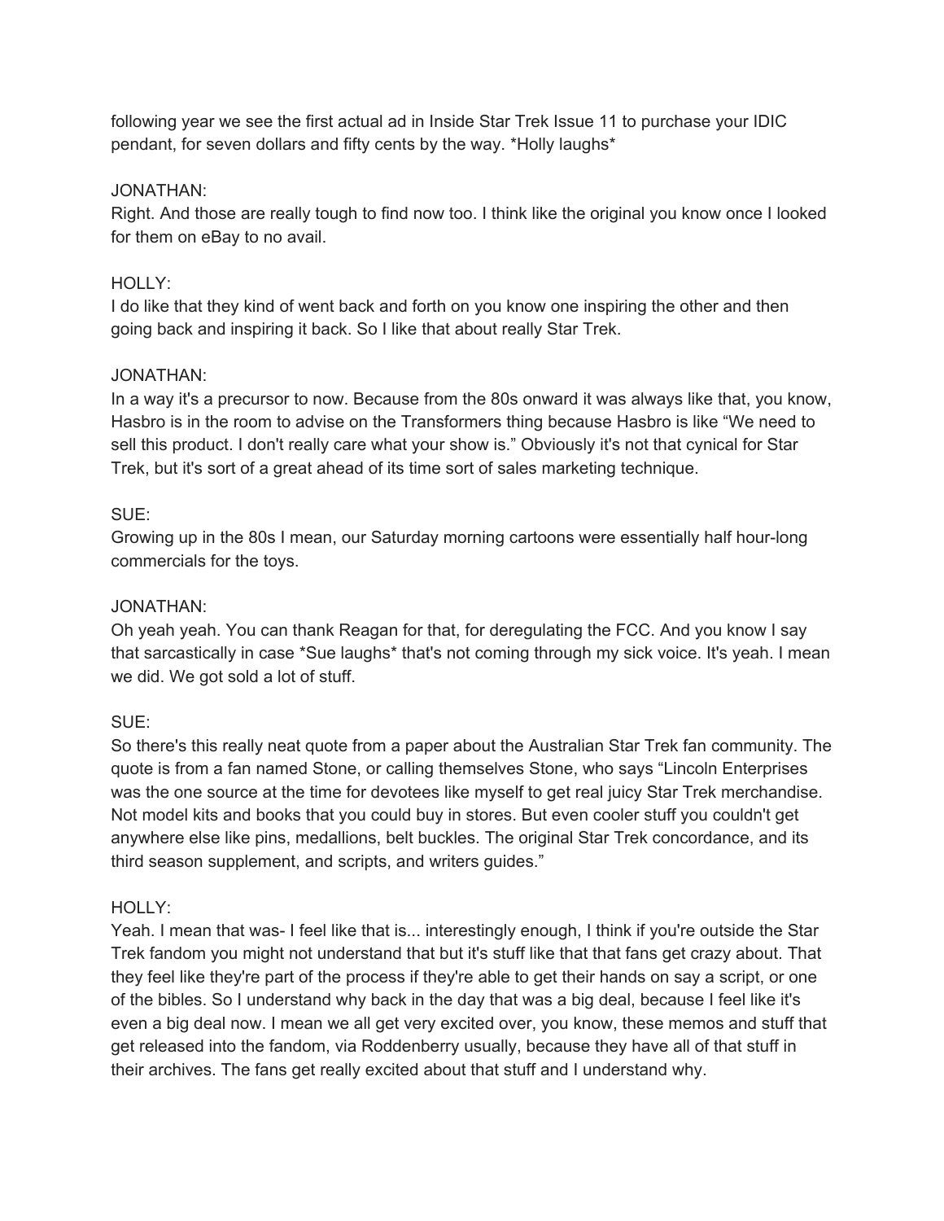following year we see the first actual ad in Inside Star Trek Issue 11 to purchase your IDIC pendant, for seven dollars and fifty cents by the way. *Holly laughs*

JONATHAN:
Right. And those are really tough to find now too. I think like the original you know once I looked for them on eBay to no avail.

HOLLY:
I do like that they kind of went back and forth on you know one inspiring the other and then going back and inspiring it back. So I like that about really Star Trek.

JONATHAN:
In a way it's a precursor to now. Because from the 80s onward it was always like that, you know, Hasbro is in the room to advise on the Transformers thing because Hasbro is like "We need to sell this product. I don't really care what your show is." Obviously it's not that cynical for Star Trek, but it's sort of a great ahead of its time sort of sales marketing technique.

SUE:
Growing up in the 80s I mean, our Saturday morning cartoons were essentially half hour-long commercials for the toys.

JONATHAN:
Oh yeah yeah. You can thank Reagan for that, for deregulating the FCC. And you know I say that sarcastically in case *Sue laughs* that's not coming through my sick voice. It's yeah. I mean we did. We got sold a lot of stuff.

SUE:
So there's this really neat quote from a paper about the Australian Star Trek fan community. The quote is from a fan named Stone, or calling themselves Stone, who says "Lincoln Enterprises was the one source at the time for devotees like myself to get real juicy Star Trek merchandise. Not model kits and books that you could buy in stores. But even cooler stuff you couldn't get anywhere else like pins, medallions, belt buckles. The original Star Trek concordance, and its third season supplement, and scripts, and writers guides."

HOLLY:
Yeah. I mean that was- I feel like that is... interestingly enough, I think if you're outside the Star Trek fandom you might not understand that but it's stuff like that that fans get crazy about. That they feel like they're part of the process if they're able to get their hands on say a script, or one of the bibles. So I understand why back in the day that was a big deal, because I feel like it's even a big deal now. I mean we all get very excited over, you know, these memos and stuff that get released into the fandom, via Roddenberry usually, because they have all of that stuff in their archives. The fans get really excited about that stuff and I understand why.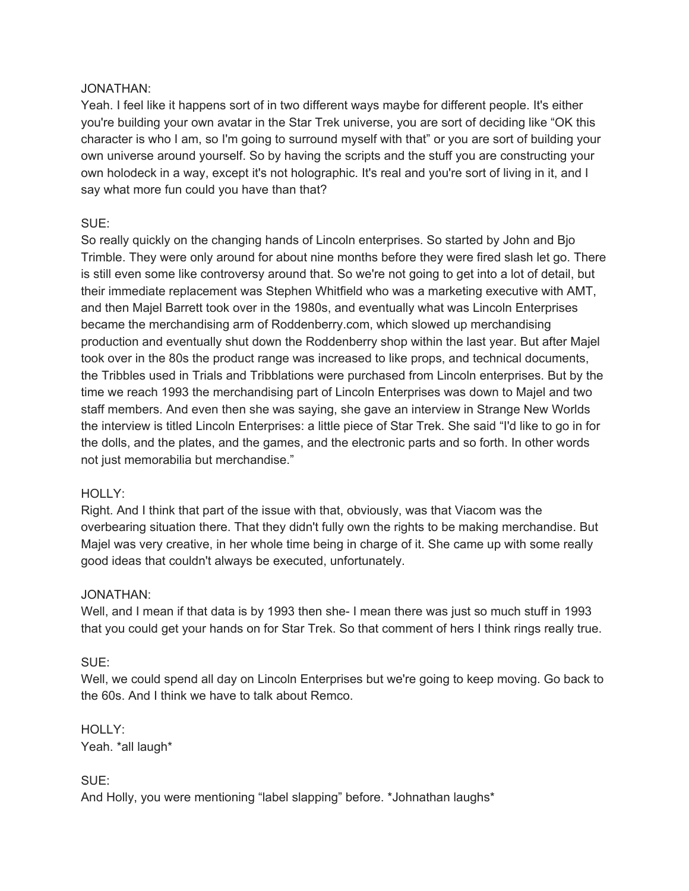JONATHAN:
Yeah. I feel like it happens sort of in two different ways maybe for different people. It's either you're building your own avatar in the Star Trek universe, you are sort of deciding like "OK this character is who I am, so I'm going to surround myself with that" or you are sort of building your own universe around yourself. So by having the scripts and the stuff you are constructing your own holodeck in a way, except it's not holographic. It's real and you're sort of living in it, and I say what more fun could you have than that?

SUE:
So really quickly on the changing hands of Lincoln enterprises. So started by John and Bjo Trimble. They were only around for about nine months before they were fired slash let go. There is still even some like controversy around that. So we're not going to get into a lot of detail, but their immediate replacement was Stephen Whitfield who was a marketing executive with AMT, and then Majel Barrett took over in the 1980s, and eventually what was Lincoln Enterprises became the merchandising arm of Roddenberry.com, which slowed up merchandising production and eventually shut down the Roddenberry shop within the last year. But after Majel took over in the 80s the product range was increased to like props, and technical documents, the Tribbles used in Trials and Tribblations were purchased from Lincoln enterprises. But by the time we reach 1993 the merchandising part of Lincoln Enterprises was down to Majel and two staff members. And even then she was saying, she gave an interview in Strange New Worlds the interview is titled Lincoln Enterprises: a little piece of Star Trek. She said "I'd like to go in for the dolls, and the plates, and the games, and the electronic parts and so forth. In other words not just memorabilia but merchandise."

HOLLY:
Right. And I think that part of the issue with that, obviously, was that Viacom was the overbearing situation there. That they didn't fully own the rights to be making merchandise. But Majel was very creative, in her whole time being in charge of it. She came up with some really good ideas that couldn't always be executed, unfortunately.

JONATHAN:
Well, and I mean if that data is by 1993 then she- I mean there was just so much stuff in 1993 that you could get your hands on for Star Trek. So that comment of hers I think rings really true.

SUE:
Well, we could spend all day on Lincoln Enterprises but we're going to keep moving. Go back to the 60s. And I think we have to talk about Remco.

HOLLY:
Yeah. *all laugh*

SUE:
And Holly, you were mentioning "label slapping" before. *Johnathan laughs*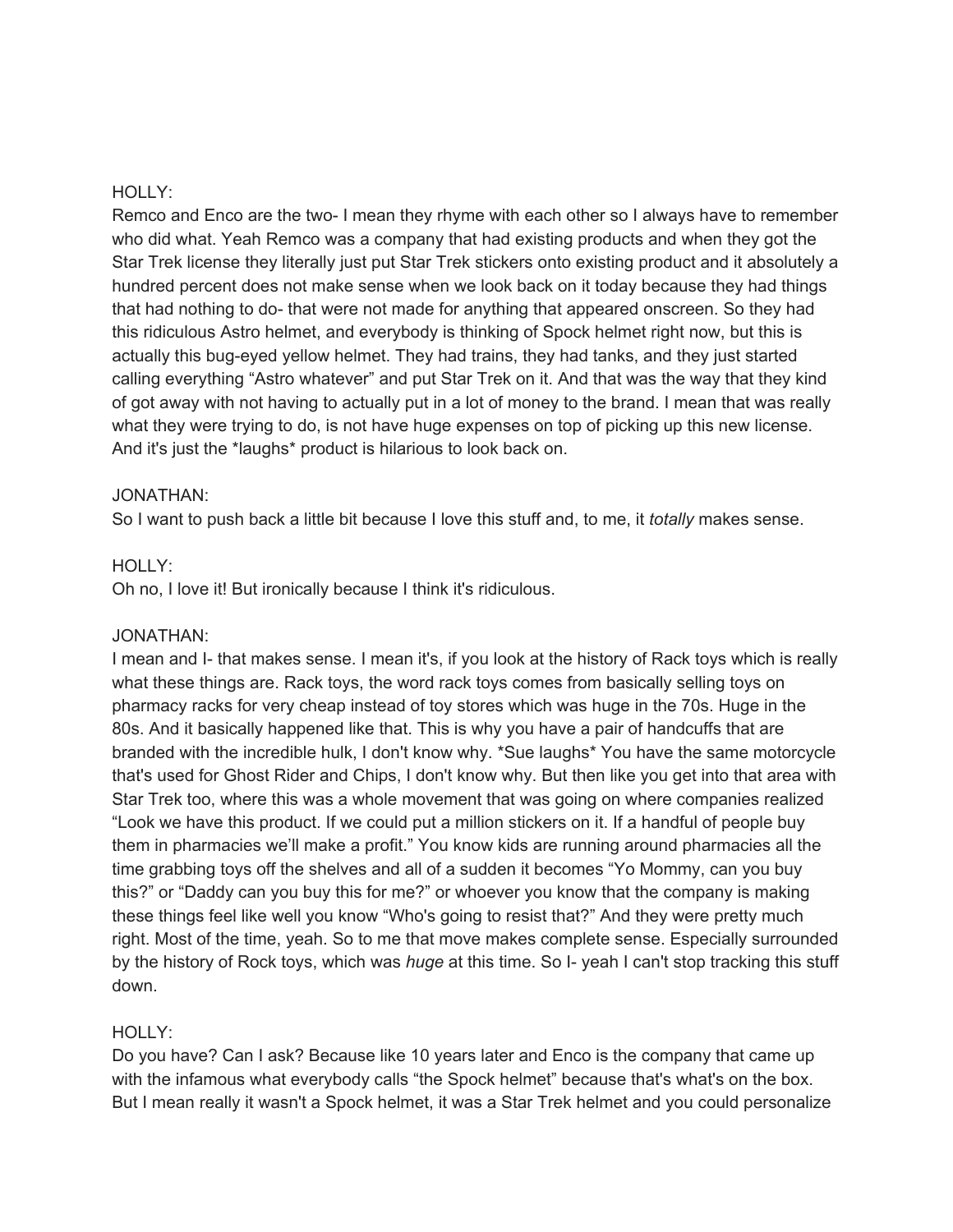HOLLY:
Remco and Enco are the two- I mean they rhyme with each other so I always have to remember who did what. Yeah Remco was a company that had existing products and when they got the Star Trek license they literally just put Star Trek stickers onto existing product and it absolutely a hundred percent does not make sense when we look back on it today because they had things that had nothing to do- that were not made for anything that appeared onscreen. So they had this ridiculous Astro helmet, and everybody is thinking of Spock helmet right now, but this is actually this bug-eyed yellow helmet. They had trains, they had tanks, and they just started calling everything "Astro whatever" and put Star Trek on it. And that was the way that they kind of got away with not having to actually put in a lot of money to the brand. I mean that was really what they were trying to do, is not have huge expenses on top of picking up this new license. And it's just the *laughs* product is hilarious to look back on.

JONATHAN:
So I want to push back a little bit because I love this stuff and, to me, it *totally* makes sense.

HOLLY:
Oh no, I love it! But ironically because I think it's ridiculous.

JONATHAN:
I mean and I- that makes sense. I mean it's, if you look at the history of Rack toys which is really what these things are. Rack toys, the word rack toys comes from basically selling toys on pharmacy racks for very cheap instead of toy stores which was huge in the 70s. Huge in the 80s. And it basically happened like that. This is why you have a pair of handcuffs that are branded with the incredible hulk, I don't know why. *Sue laughs* You have the same motorcycle that's used for Ghost Rider and Chips, I don't know why. But then like you get into that area with Star Trek too, where this was a whole movement that was going on where companies realized "Look we have this product. If we could put a million stickers on it. If a handful of people buy them in pharmacies we'll make a profit." You know kids are running around pharmacies all the time grabbing toys off the shelves and all of a sudden it becomes "Yo Mommy, can you buy this?" or "Daddy can you buy this for me?" or whoever you know that the company is making these things feel like well you know "Who's going to resist that?" And they were pretty much right. Most of the time, yeah. So to me that move makes complete sense. Especially surrounded by the history of Rock toys, which was *huge* at this time. So I- yeah I can't stop tracking this stuff down.

HOLLY:
Do you have? Can I ask? Because like 10 years later and Enco is the company that came up with the infamous what everybody calls "the Spock helmet" because that's what's on the box. But I mean really it wasn't a Spock helmet, it was a Star Trek helmet and you could personalize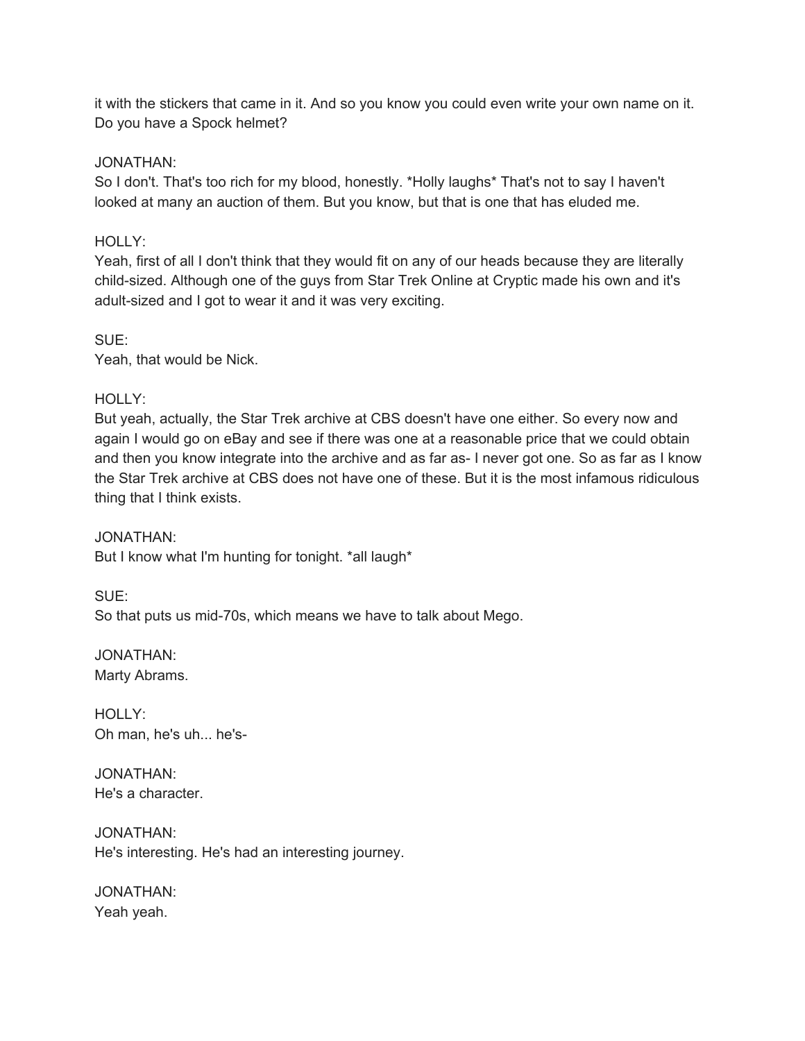it with the stickers that came in it. And so you know you could even write your own name on it. Do you have a Spock helmet?

JONATHAN:
So I don't. That's too rich for my blood, honestly. *Holly laughs* That's not to say I haven't looked at many an auction of them. But you know, but that is one that has eluded me.

HOLLY:
Yeah, first of all I don't think that they would fit on any of our heads because they are literally child-sized. Although one of the guys from Star Trek Online at Cryptic made his own and it's adult-sized and I got to wear it and it was very exciting.

SUE:
Yeah, that would be Nick.

HOLLY:
But yeah, actually, the Star Trek archive at CBS doesn't have one either. So every now and again I would go on eBay and see if there was one at a reasonable price that we could obtain and then you know integrate into the archive and as far as- I never got one. So as far as I know the Star Trek archive at CBS does not have one of these. But it is the most infamous ridiculous thing that I think exists.

JONATHAN:
But I know what I'm hunting for tonight. *all laugh*

SUE:
So that puts us mid-70s, which means we have to talk about Mego.

JONATHAN:
Marty Abrams.

HOLLY:
Oh man, he's uh... he's-

JONATHAN:
He's a character.

JONATHAN:
He's interesting. He's had an interesting journey.

JONATHAN:
Yeah yeah.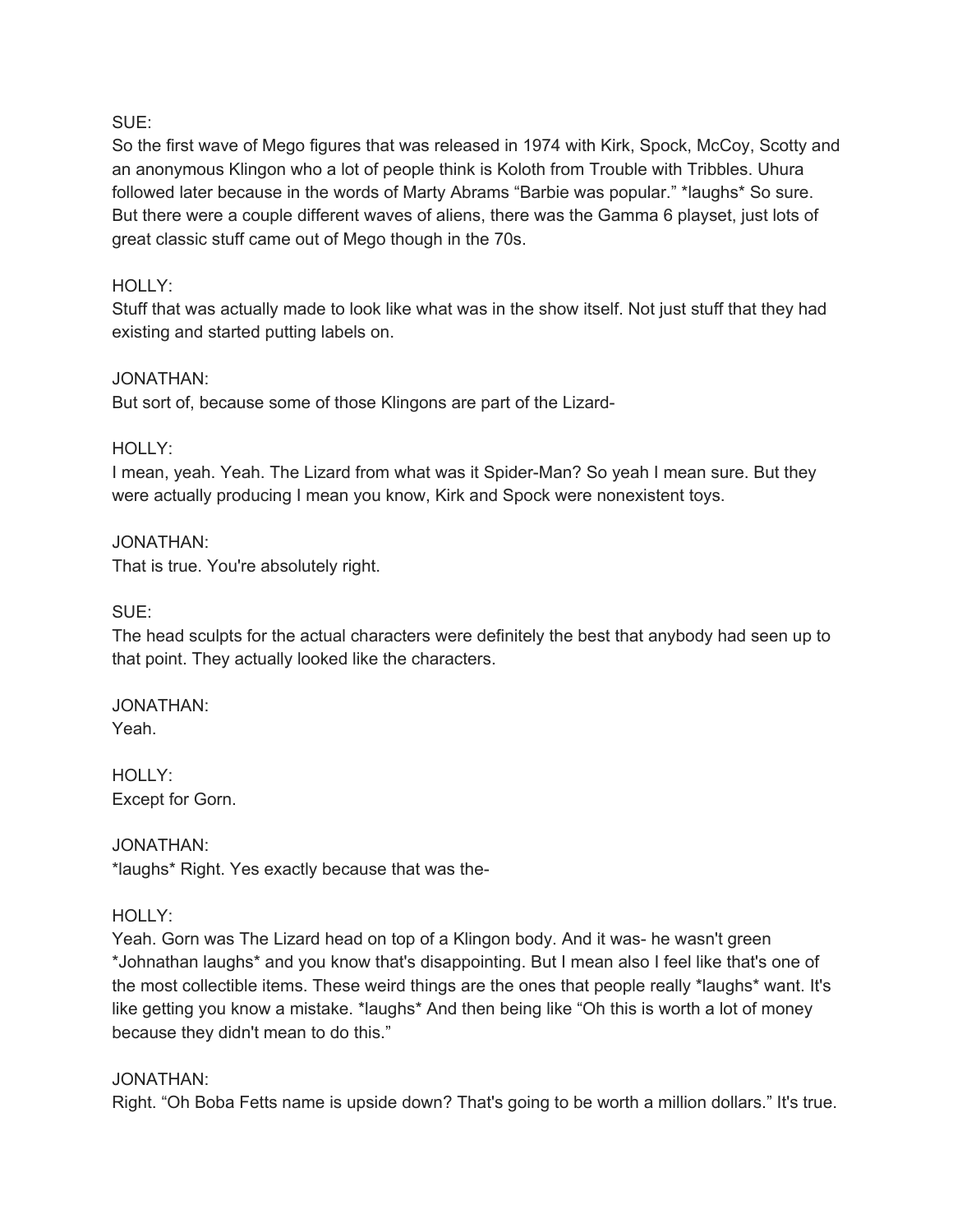SUE:
So the first wave of Mego figures that was released in 1974 with Kirk, Spock, McCoy, Scotty and an anonymous Klingon who a lot of people think is Koloth from Trouble with Tribbles. Uhura followed later because in the words of Marty Abrams “Barbie was popular.” *laughs* So sure. But there were a couple different waves of aliens, there was the Gamma 6 playset, just lots of great classic stuff came out of Mego though in the 70s.

HOLLY:
Stuff that was actually made to look like what was in the show itself. Not just stuff that they had existing and started putting labels on.

JONATHAN:
But sort of, because some of those Klingons are part of the Lizard-

HOLLY:
I mean, yeah. Yeah. The Lizard from what was it Spider-Man? So yeah I mean sure. But they were actually producing I mean you know, Kirk and Spock were nonexistent toys.

JONATHAN:
That is true. You're absolutely right.

SUE:
The head sculpts for the actual characters were definitely the best that anybody had seen up to that point. They actually looked like the characters.

JONATHAN:
Yeah.

HOLLY:
Except for Gorn.

JONATHAN:
*laughs* Right. Yes exactly because that was the-

HOLLY:
Yeah. Gorn was The Lizard head on top of a Klingon body. And it was- he wasn't green *Johnathan laughs* and you know that's disappointing. But I mean also I feel like that's one of the most collectible items. These weird things are the ones that people really *laughs* want. It's like getting you know a mistake. *laughs* And then being like “Oh this is worth a lot of money because they didn't mean to do this.”

JONATHAN:
Right. “Oh Boba Fetts name is upside down? That's going to be worth a million dollars.” It's true.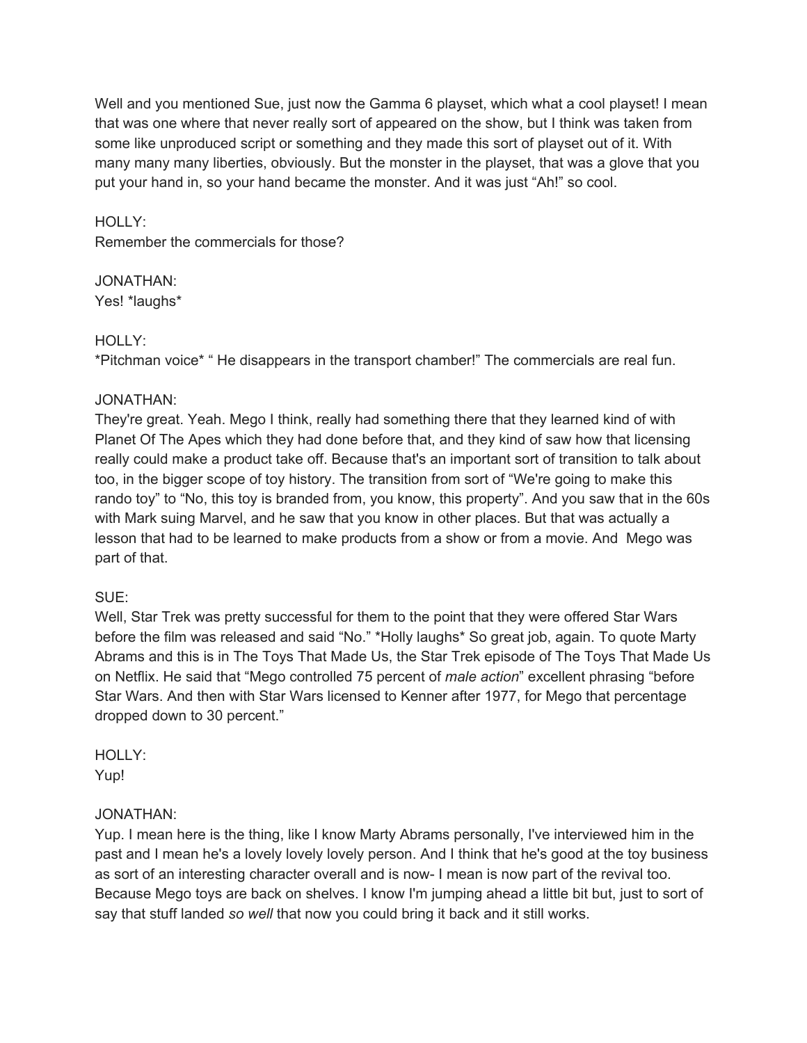Well and you mentioned Sue, just now the Gamma 6 playset, which what a cool playset! I mean that was one where that never really sort of appeared on the show, but I think was taken from some like unproduced script or something and they made this sort of playset out of it. With many many many liberties, obviously. But the monster in the playset, that was a glove that you put your hand in, so your hand became the monster. And it was just "Ah!" so cool.

HOLLY:
Remember the commercials for those?

JONATHAN:
Yes! *laughs*

HOLLY:
*Pitchman voice* " He disappears in the transport chamber!" The commercials are real fun.

JONATHAN:
They're great. Yeah. Mego I think, really had something there that they learned kind of with Planet Of The Apes which they had done before that, and they kind of saw how that licensing really could make a product take off. Because that's an important sort of transition to talk about too, in the bigger scope of toy history. The transition from sort of "We're going to make this rando toy" to "No, this toy is branded from, you know, this property". And you saw that in the 60s with Mark suing Marvel, and he saw that you know in other places. But that was actually a lesson that had to be learned to make products from a show or from a movie. And Mego was part of that.

SUE:
Well, Star Trek was pretty successful for them to the point that they were offered Star Wars before the film was released and said "No." *Holly laughs* So great job, again. To quote Marty Abrams and this is in The Toys That Made Us, the Star Trek episode of The Toys That Made Us on Netflix. He said that "Mego controlled 75 percent of *male action*" excellent phrasing "before Star Wars. And then with Star Wars licensed to Kenner after 1977, for Mego that percentage dropped down to 30 percent."

HOLLY:
Yup!

JONATHAN:
Yup. I mean here is the thing, like I know Marty Abrams personally, I've interviewed him in the past and I mean he's a lovely lovely lovely person. And I think that he's good at the toy business as sort of an interesting character overall and is now- I mean is now part of the revival too. Because Mego toys are back on shelves. I know I'm jumping ahead a little bit but, just to sort of say that stuff landed *so well* that now you could bring it back and it still works.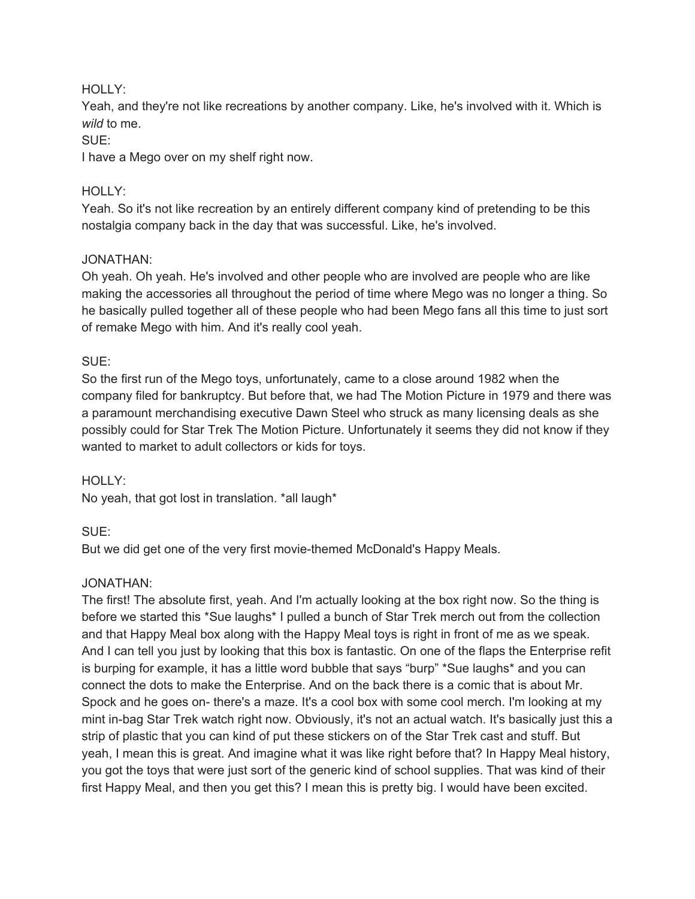HOLLY:
Yeah, and they're not like recreations by another company. Like, he's involved with it. Which is *wild* to me.
SUE:
I have a Mego over on my shelf right now.

HOLLY:
Yeah. So it's not like recreation by an entirely different company kind of pretending to be this nostalgia company back in the day that was successful. Like, he's involved.

JONATHAN:
Oh yeah. Oh yeah. He's involved and other people who are involved are people who are like making the accessories all throughout the period of time where Mego was no longer a thing. So he basically pulled together all of these people who had been Mego fans all this time to just sort of remake Mego with him. And it's really cool yeah.

SUE:
So the first run of the Mego toys, unfortunately, came to a close around 1982 when the company filed for bankruptcy. But before that, we had The Motion Picture in 1979 and there was a paramount merchandising executive Dawn Steel who struck as many licensing deals as she possibly could for Star Trek The Motion Picture. Unfortunately it seems they did not know if they wanted to market to adult collectors or kids for toys.

HOLLY:
No yeah, that got lost in translation. *all laugh*

SUE:
But we did get one of the very first movie-themed McDonald's Happy Meals.

JONATHAN:
The first! The absolute first, yeah. And I'm actually looking at the box right now. So the thing is before we started this *Sue laughs* I pulled a bunch of Star Trek merch out from the collection and that Happy Meal box along with the Happy Meal toys is right in front of me as we speak. And I can tell you just by looking that this box is fantastic. On one of the flaps the Enterprise refit is burping for example, it has a little word bubble that says "burp" *Sue laughs* and you can connect the dots to make the Enterprise. And on the back there is a comic that is about Mr. Spock and he goes on- there's a maze. It's a cool box with some cool merch. I'm looking at my mint in-bag Star Trek watch right now. Obviously, it's not an actual watch. It's basically just this a strip of plastic that you can kind of put these stickers on of the Star Trek cast and stuff. But yeah, I mean this is great. And imagine what it was like right before that? In Happy Meal history, you got the toys that were just sort of the generic kind of school supplies. That was kind of their first Happy Meal, and then you get this? I mean this is pretty big. I would have been excited.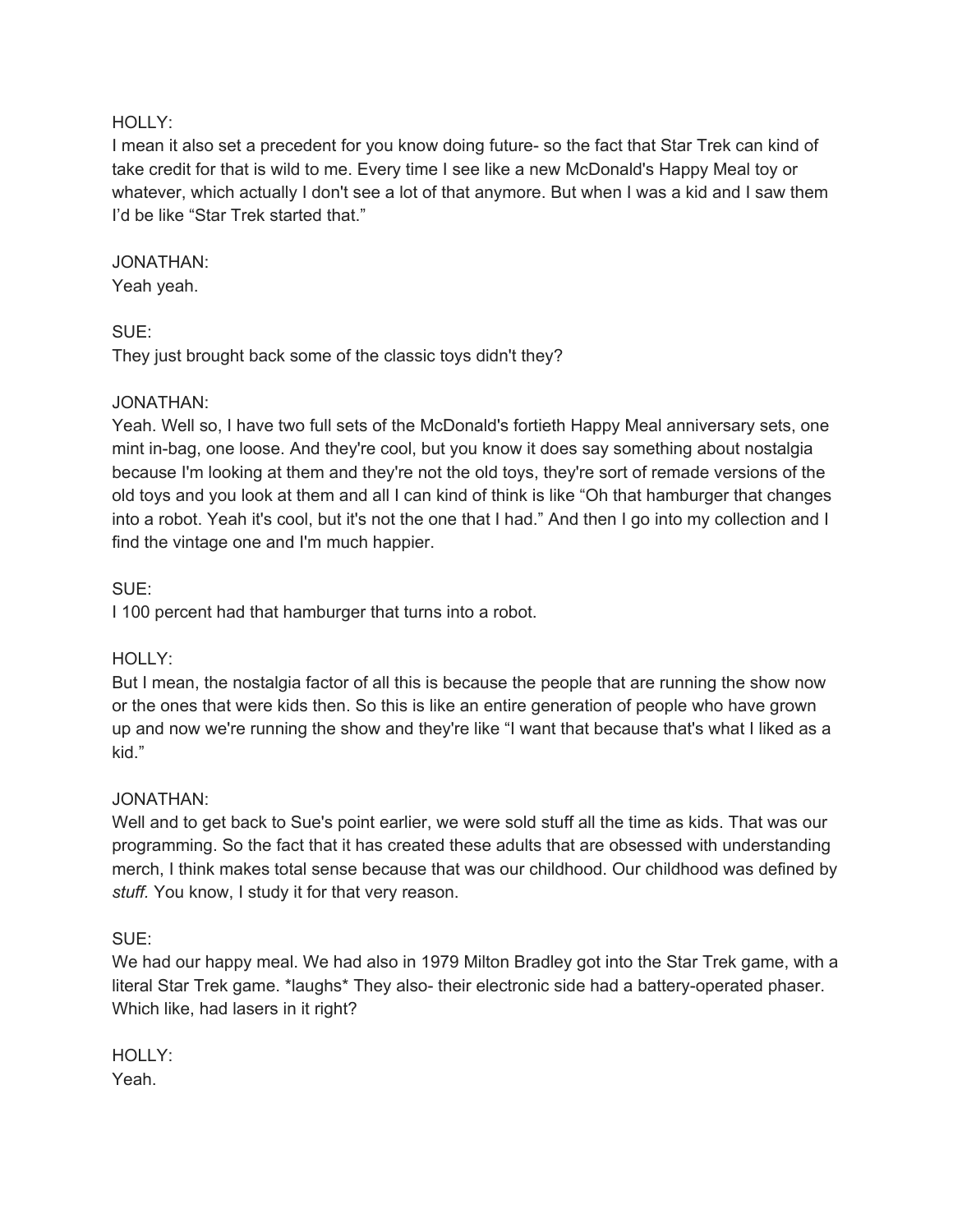HOLLY:
I mean it also set a precedent for you know doing future- so the fact that Star Trek can kind of take credit for that is wild to me. Every time I see like a new McDonald's Happy Meal toy or whatever, which actually I don't see a lot of that anymore. But when I was a kid and I saw them I'd be like "Star Trek started that."

JONATHAN:
Yeah yeah.

SUE:
They just brought back some of the classic toys didn't they?

JONATHAN:
Yeah. Well so, I have two full sets of the McDonald's fortieth Happy Meal anniversary sets, one mint in-bag, one loose. And they're cool, but you know it does say something about nostalgia because I'm looking at them and they're not the old toys, they're sort of remade versions of the old toys and you look at them and all I can kind of think is like "Oh that hamburger that changes into a robot. Yeah it's cool, but it's not the one that I had." And then I go into my collection and I find the vintage one and I'm much happier.

SUE:
I 100 percent had that hamburger that turns into a robot.

HOLLY:
But I mean, the nostalgia factor of all this is because the people that are running the show now or the ones that were kids then. So this is like an entire generation of people who have grown up and now we're running the show and they're like "I want that because that's what I liked as a kid."

JONATHAN:
Well and to get back to Sue's point earlier, we were sold stuff all the time as kids. That was our programming. So the fact that it has created these adults that are obsessed with understanding merch, I think makes total sense because that was our childhood. Our childhood was defined by *stuff.* You know, I study it for that very reason.

SUE:
We had our happy meal. We had also in 1979 Milton Bradley got into the Star Trek game, with a literal Star Trek game. *laughs* They also- their electronic side had a battery-operated phaser. Which like, had lasers in it right?

HOLLY:
Yeah.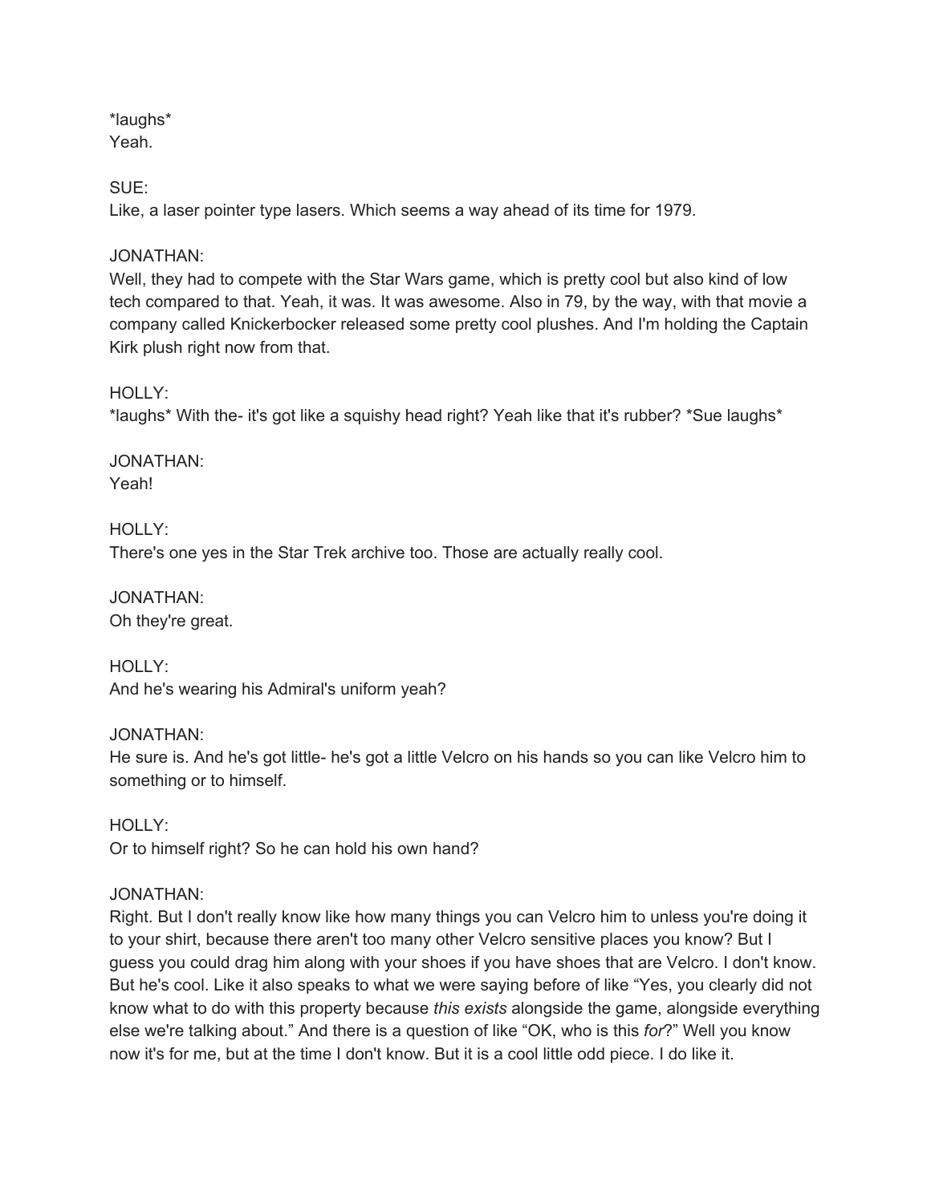*laughs*
Yeah.

SUE:
Like, a laser pointer type lasers. Which seems a way ahead of its time for 1979.

JONATHAN:
Well, they had to compete with the Star Wars game, which is pretty cool but also kind of low tech compared to that. Yeah, it was. It was awesome. Also in 79, by the way, with that movie a company called Knickerbocker released some pretty cool plushes. And I'm holding the Captain Kirk plush right now from that.

HOLLY:
*laughs* With the- it's got like a squishy head right? Yeah like that it's rubber? *Sue laughs*

JONATHAN:
Yeah!

HOLLY:
There's one yes in the Star Trek archive too. Those are actually really cool.

JONATHAN:
Oh they're great.

HOLLY:
And he's wearing his Admiral's uniform yeah?

JONATHAN:
He sure is. And he's got little- he's got a little Velcro on his hands so you can like Velcro him to something or to himself.

HOLLY:
Or to himself right? So he can hold his own hand?

JONATHAN:
Right. But I don't really know like how many things you can Velcro him to unless you're doing it to your shirt, because there aren't too many other Velcro sensitive places you know? But I guess you could drag him along with your shoes if you have shoes that are Velcro. I don't know. But he's cool. Like it also speaks to what we were saying before of like "Yes, you clearly did not know what to do with this property because *this exists* alongside the game, alongside everything else we're talking about." And there is a question of like "OK, who is this *for*?" Well you know now it's for me, but at the time I don't know. But it is a cool little odd piece. I do like it.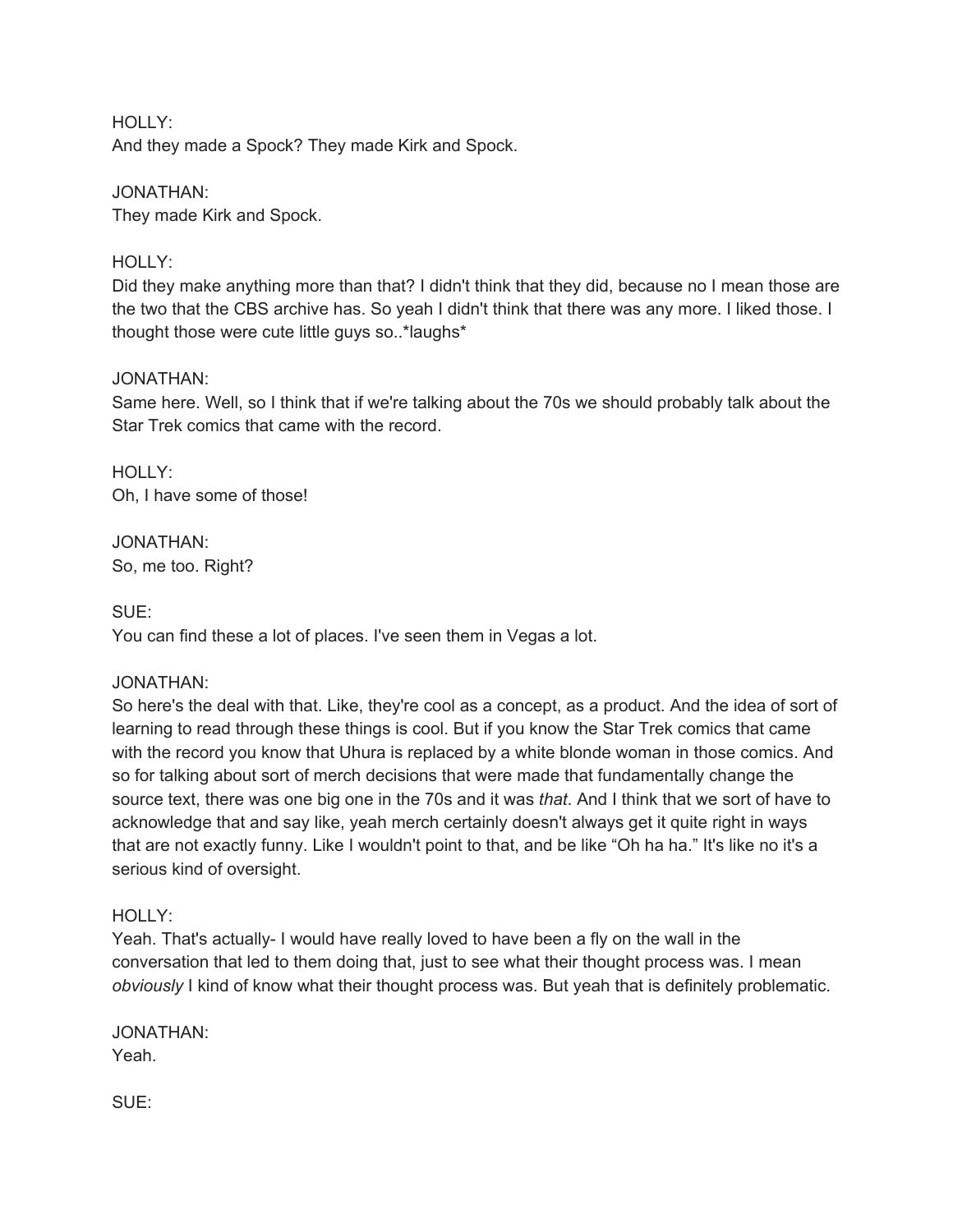HOLLY:
And they made a Spock? They made Kirk and Spock.

JONATHAN:
They made Kirk and Spock.

HOLLY:
Did they make anything more than that? I didn't think that they did, because no I mean those are the two that the CBS archive has. So yeah I didn't think that there was any more. I liked those. I thought those were cute little guys so..*laughs*

JONATHAN:
Same here. Well, so I think that if we're talking about the 70s we should probably talk about the Star Trek comics that came with the record.

HOLLY:
Oh, I have some of those!

JONATHAN:
So, me too. Right?

SUE:
You can find these a lot of places. I've seen them in Vegas a lot.

JONATHAN:
So here's the deal with that. Like, they're cool as a concept, as a product. And the idea of sort of learning to read through these things is cool. But if you know the Star Trek comics that came with the record you know that Uhura is replaced by a white blonde woman in those comics. And so for talking about sort of merch decisions that were made that fundamentally change the source text, there was one big one in the 70s and it was *that*. And I think that we sort of have to acknowledge that and say like, yeah merch certainly doesn't always get it quite right in ways that are not exactly funny. Like I wouldn't point to that, and be like "Oh ha ha." It's like no it's a serious kind of oversight.

HOLLY:
Yeah. That's actually- I would have really loved to have been a fly on the wall in the conversation that led to them doing that, just to see what their thought process was. I mean *obviously* I kind of know what their thought process was. But yeah that is definitely problematic.

JONATHAN:
Yeah.

SUE: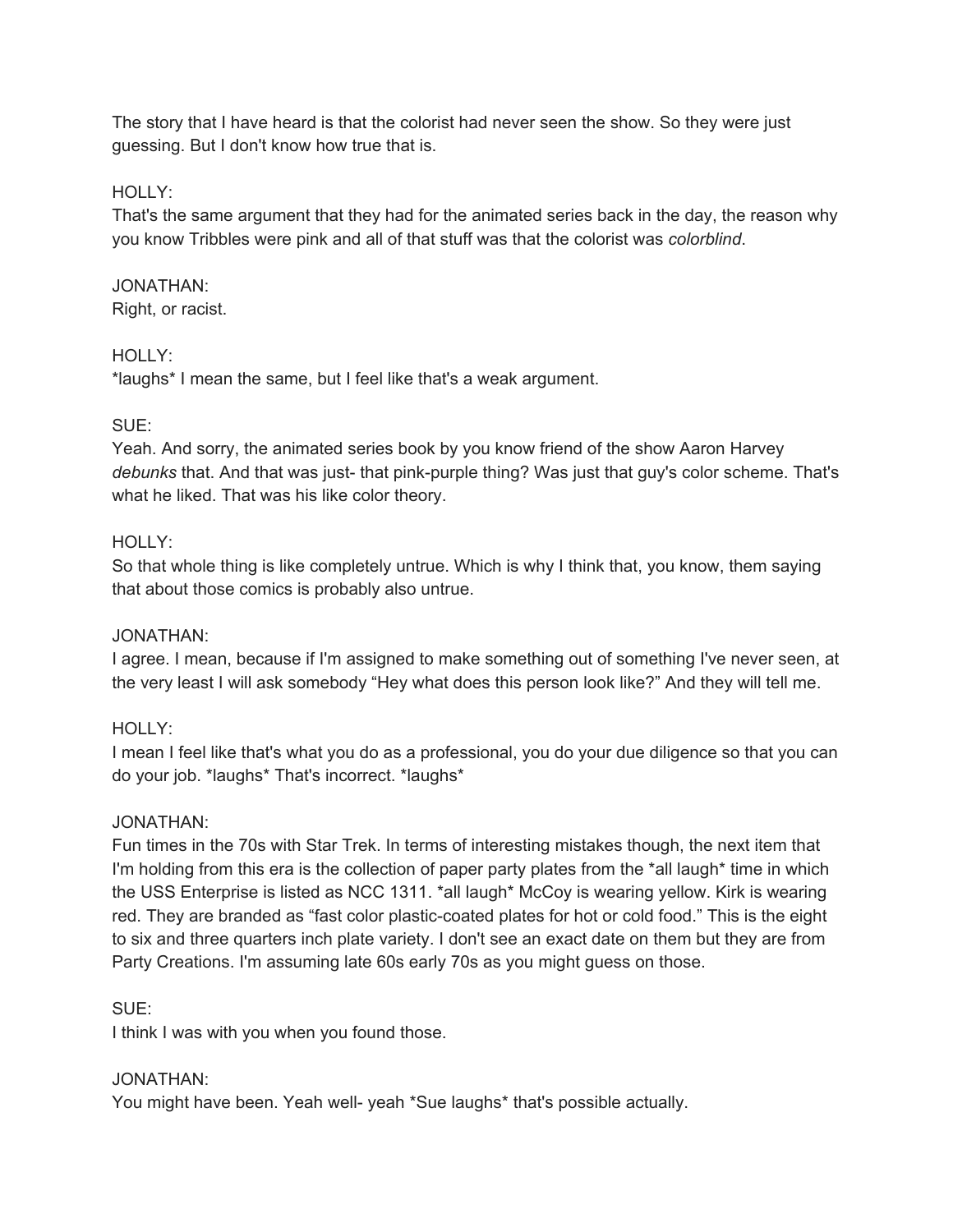The story that I have heard is that the colorist had never seen the show. So they were just guessing. But I don't know how true that is.

HOLLY:
That's the same argument that they had for the animated series back in the day, the reason why you know Tribbles were pink and all of that stuff was that the colorist was *colorblind*.

JONATHAN:
Right, or racist.

HOLLY:
*laughs* I mean the same, but I feel like that's a weak argument.

SUE:
Yeah. And sorry, the animated series book by you know friend of the show Aaron Harvey *debunks* that. And that was just- that pink-purple thing? Was just that guy's color scheme. That's what he liked. That was his like color theory.

HOLLY:
So that whole thing is like completely untrue. Which is why I think that, you know, them saying that about those comics is probably also untrue.

JONATHAN:
I agree. I mean, because if I'm assigned to make something out of something I've never seen, at the very least I will ask somebody "Hey what does this person look like?" And they will tell me.

HOLLY:
I mean I feel like that's what you do as a professional, you do your due diligence so that you can do your job. *laughs* That's incorrect. *laughs*

JONATHAN:
Fun times in the 70s with Star Trek. In terms of interesting mistakes though, the next item that I'm holding from this era is the collection of paper party plates from the *all laugh* time in which the USS Enterprise is listed as NCC 1311. *all laugh* McCoy is wearing yellow. Kirk is wearing red. They are branded as "fast color plastic-coated plates for hot or cold food." This is the eight to six and three quarters inch plate variety. I don't see an exact date on them but they are from Party Creations. I'm assuming late 60s early 70s as you might guess on those.

SUE:
I think I was with you when you found those.

JONATHAN:
You might have been. Yeah well- yeah *Sue laughs* that's possible actually.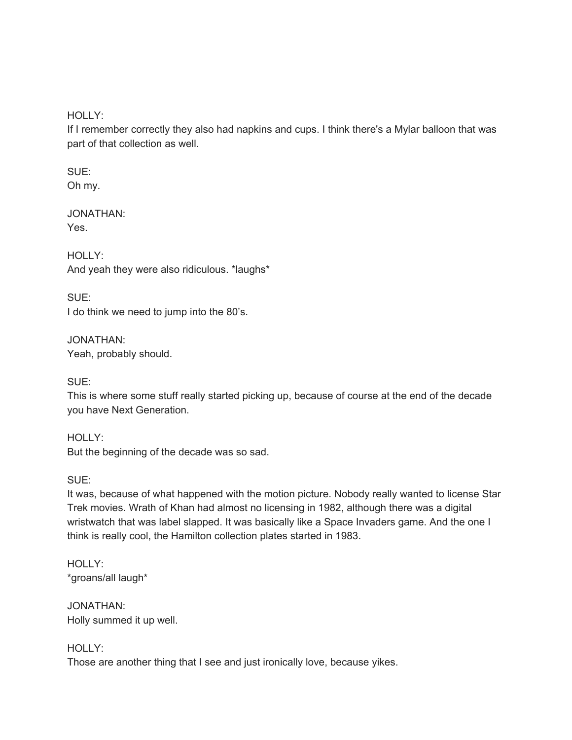HOLLY:
If I remember correctly they also had napkins and cups. I think there's a Mylar balloon that was part of that collection as well.

SUE:
Oh my.

JONATHAN:
Yes.

HOLLY:
And yeah they were also ridiculous. *laughs*

SUE:
I do think we need to jump into the 80’s.

JONATHAN:
Yeah, probably should.

SUE:
This is where some stuff really started picking up, because of course at the end of the decade you have Next Generation.

HOLLY:
But the beginning of the decade was so sad.

SUE:
It was, because of what happened with the motion picture. Nobody really wanted to license Star Trek movies. Wrath of Khan had almost no licensing in 1982, although there was a digital wristwatch that was label slapped. It was basically like a Space Invaders game. And the one I think is really cool, the Hamilton collection plates started in 1983.

HOLLY:
*groans/all laugh*

JONATHAN:
Holly summed it up well.

HOLLY:
Those are another thing that I see and just ironically love, because yikes.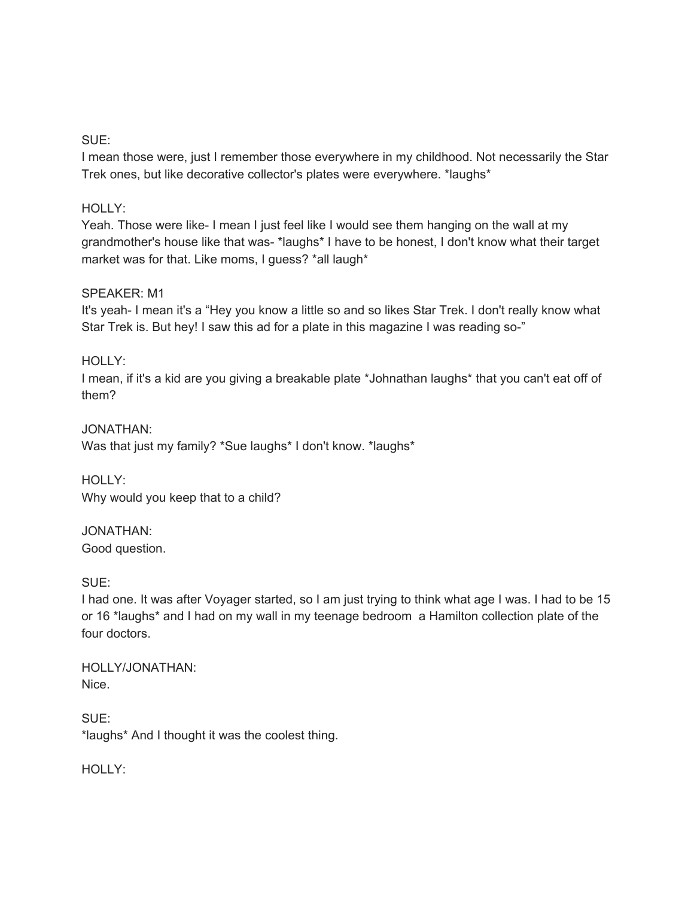SUE:
I mean those were, just I remember those everywhere in my childhood. Not necessarily the Star Trek ones, but like decorative collector's plates were everywhere. *laughs*

HOLLY:
Yeah. Those were like- I mean I just feel like I would see them hanging on the wall at my grandmother's house like that was- *laughs* I have to be honest, I don't know what their target market was for that. Like moms, I guess? *all laugh*

SPEAKER: M1
It's yeah- I mean it's a "Hey you know a little so and so likes Star Trek. I don't really know what Star Trek is. But hey! I saw this ad for a plate in this magazine I was reading so-"

HOLLY:
I mean, if it's a kid are you giving a breakable plate *Johnathan laughs* that you can't eat off of them?

JONATHAN:
Was that just my family? *Sue laughs* I don't know. *laughs*

HOLLY:
Why would you keep that to a child?

JONATHAN:
Good question.

SUE:
I had one. It was after Voyager started, so I am just trying to think what age I was. I had to be 15 or 16 *laughs* and I had on my wall in my teenage bedroom a Hamilton collection plate of the four doctors.

HOLLY/JONATHAN:
Nice.

SUE:
*laughs* And I thought it was the coolest thing.

HOLLY: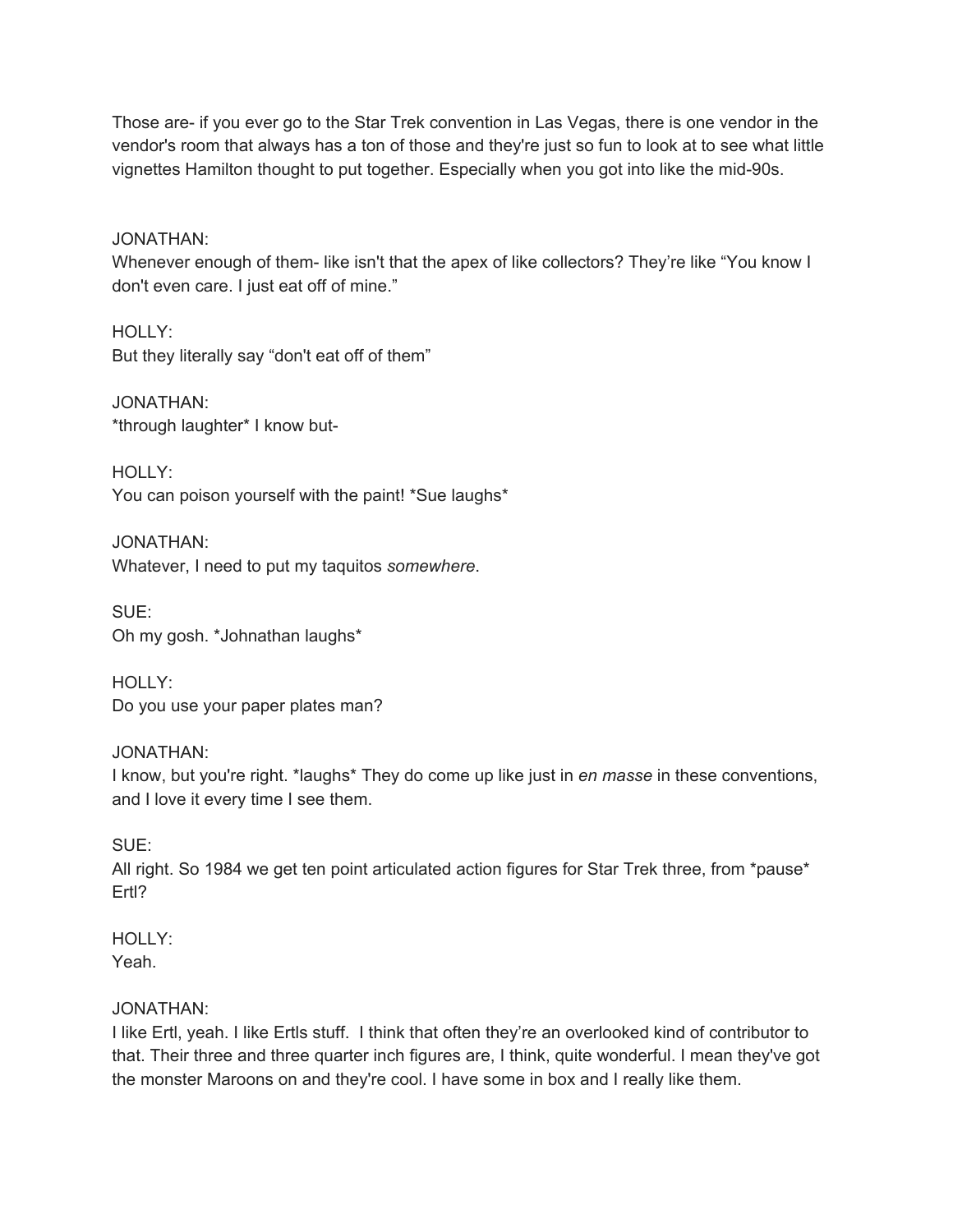Those are- if you ever go to the Star Trek convention in Las Vegas, there is one vendor in the vendor's room that always has a ton of those and they're just so fun to look at to see what little vignettes Hamilton thought to put together. Especially when you got into like the mid-90s.

JONATHAN:
Whenever enough of them- like isn't that the apex of like collectors? They're like "You know I don't even care. I just eat off of mine."

HOLLY:
But they literally say "don't eat off of them"

JONATHAN:
*through laughter* I know but-

HOLLY:
You can poison yourself with the paint! *Sue laughs*

JONATHAN:
Whatever, I need to put my taquitos *somewhere*.

SUE:
Oh my gosh. *Johnathan laughs*

HOLLY:
Do you use your paper plates man?

JONATHAN:
I know, but you're right. *laughs* They do come up like just in *en masse* in these conventions, and I love it every time I see them.

SUE:
All right. So 1984 we get ten point articulated action figures for Star Trek three, from *pause* Ertl?

HOLLY:
Yeah.

JONATHAN:
I like Ertl, yeah. I like Ertls stuff. I think that often they're an overlooked kind of contributor to that. Their three and three quarter inch figures are, I think, quite wonderful. I mean they've got the monster Maroons on and they're cool. I have some in box and I really like them.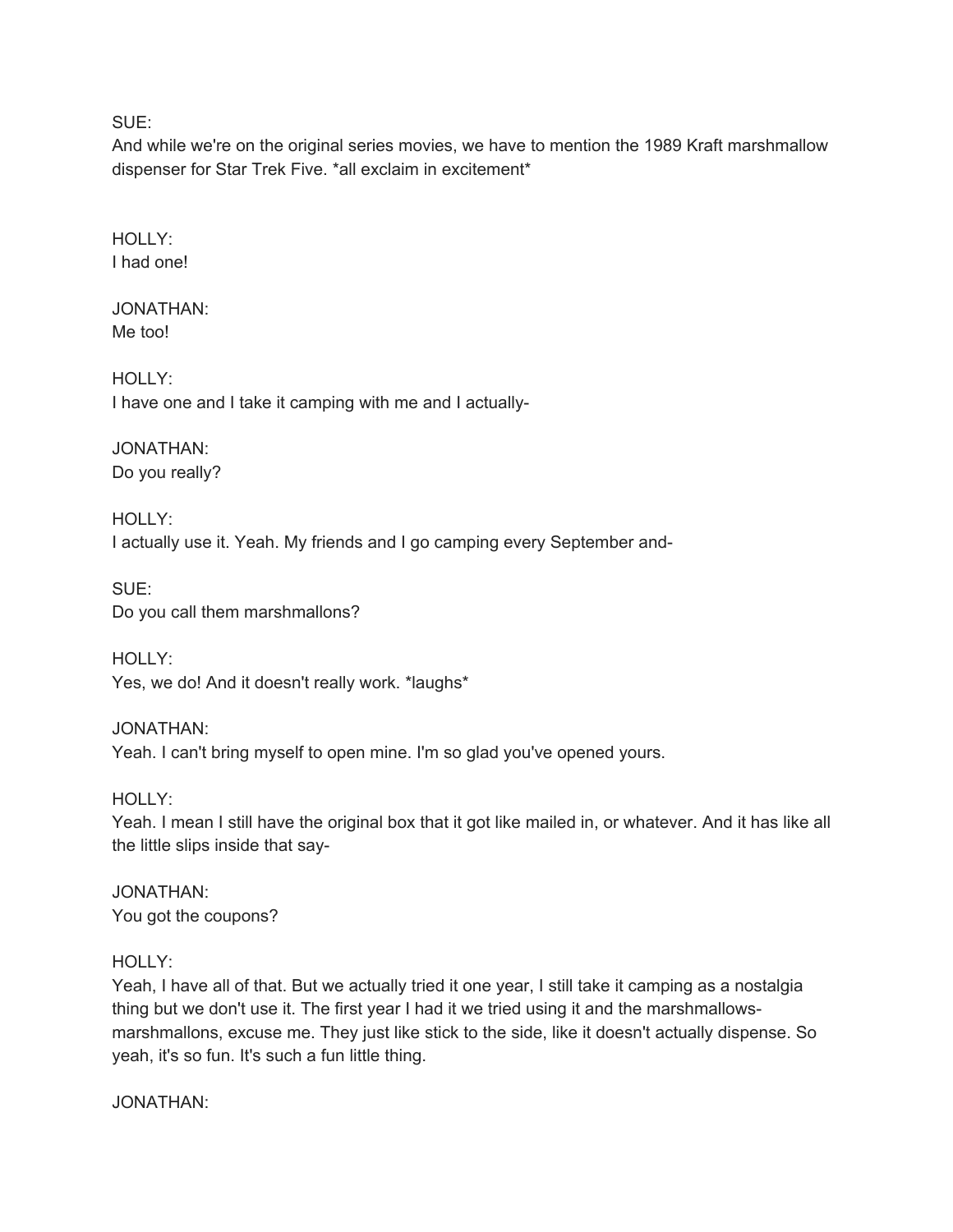SUE:
And while we're on the original series movies, we have to mention the 1989 Kraft marshmallow dispenser for Star Trek Five. *all exclaim in excitement*

HOLLY:
I had one!

JONATHAN:
Me too!

HOLLY:
I have one and I take it camping with me and I actually-

JONATHAN:
Do you really?

HOLLY:
I actually use it. Yeah. My friends and I go camping every September and-

SUE:
Do you call them marshmallons?

HOLLY:
Yes, we do! And it doesn't really work. *laughs*

JONATHAN:
Yeah. I can't bring myself to open mine. I'm so glad you've opened yours.

HOLLY:
Yeah. I mean I still have the original box that it got like mailed in, or whatever. And it has like all the little slips inside that say-

JONATHAN:
You got the coupons?

HOLLY:
Yeah, I have all of that. But we actually tried it one year, I still take it camping as a nostalgia thing but we don't use it. The first year I had it we tried using it and the marshmallows- marshmallons, excuse me. They just like stick to the side, like it doesn't actually dispense. So yeah, it's so fun. It's such a fun little thing.

JONATHAN: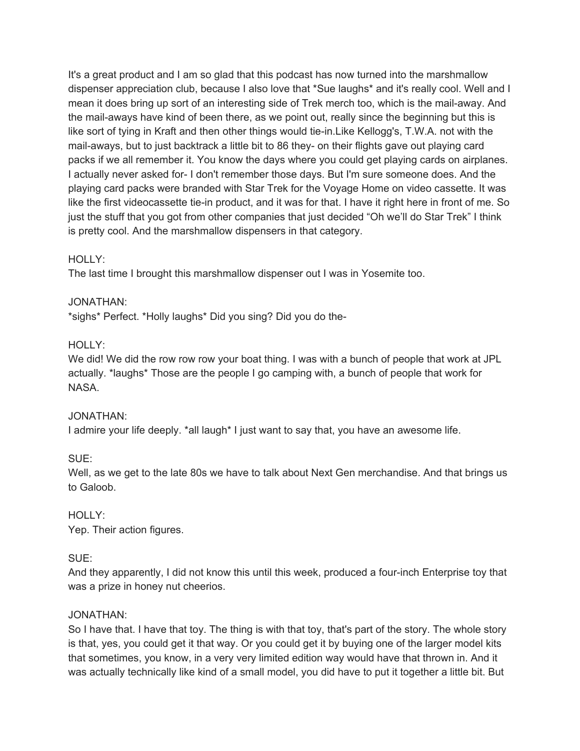It's a great product and I am so glad that this podcast has now turned into the marshmallow dispenser appreciation club, because I also love that *Sue laughs* and it's really cool. Well and I mean it does bring up sort of an interesting side of Trek merch too, which is the mail-away. And the mail-aways have kind of been there, as we point out, really since the beginning but this is like sort of tying in Kraft and then other things would tie-in.Like Kellogg's, T.W.A. not with the mail-aways, but to just backtrack a little bit to 86 they- on their flights gave out playing card packs if we all remember it. You know the days where you could get playing cards on airplanes. I actually never asked for- I don't remember those days. But I'm sure someone does. And the playing card packs were branded with Star Trek for the Voyage Home on video cassette. It was like the first videocassette tie-in product, and it was for that. I have it right here in front of me. So just the stuff that you got from other companies that just decided "Oh we'll do Star Trek" I think is pretty cool. And the marshmallow dispensers in that category.

HOLLY:
The last time I brought this marshmallow dispenser out I was in Yosemite too.

JONATHAN:
*sighs* Perfect. *Holly laughs* Did you sing? Did you do the-

HOLLY:
We did! We did the row row row your boat thing. I was with a bunch of people that work at JPL actually. *laughs* Those are the people I go camping with, a bunch of people that work for NASA.

JONATHAN:
I admire your life deeply. *all laugh* I just want to say that, you have an awesome life.

SUE:
Well, as we get to the late 80s we have to talk about Next Gen merchandise. And that brings us to Galoob.

HOLLY:
Yep. Their action figures.

SUE:
And they apparently, I did not know this until this week, produced a four-inch Enterprise toy that was a prize in honey nut cheerios.

JONATHAN:
So I have that. I have that toy. The thing is with that toy, that's part of the story. The whole story is that, yes, you could get it that way. Or you could get it by buying one of the larger model kits that sometimes, you know, in a very very limited edition way would have that thrown in. And it was actually technically like kind of a small model, you did have to put it together a little bit. But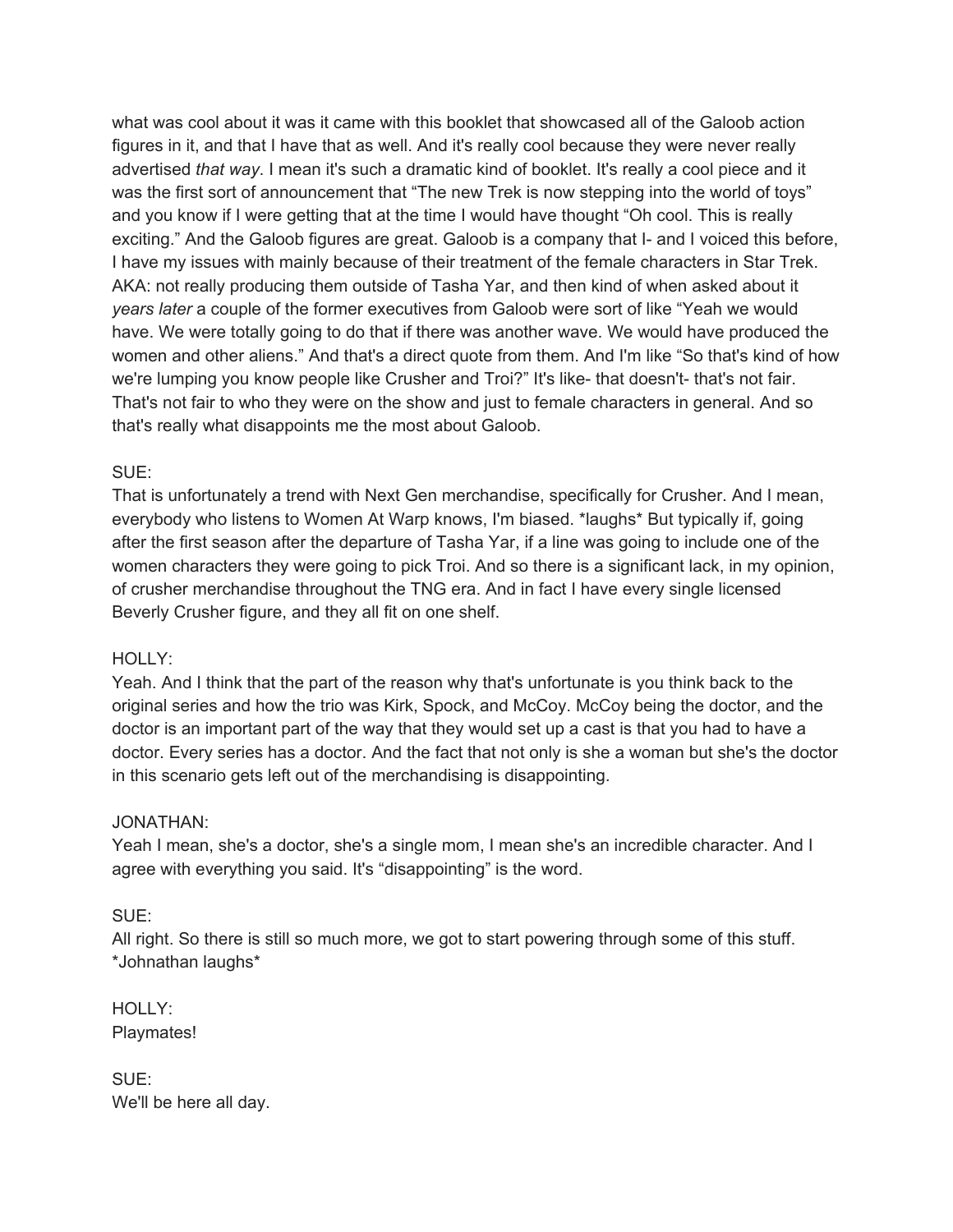what was cool about it was it came with this booklet that showcased all of the Galoob action figures in it, and that I have that as well. And it's really cool because they were never really advertised *that way*. I mean it's such a dramatic kind of booklet. It's really a cool piece and it was the first sort of announcement that "The new Trek is now stepping into the world of toys" and you know if I were getting that at the time I would have thought "Oh cool. This is really exciting." And the Galoob figures are great. Galoob is a company that I- and I voiced this before, I have my issues with mainly because of their treatment of the female characters in Star Trek. AKA: not really producing them outside of Tasha Yar, and then kind of when asked about it *years later* a couple of the former executives from Galoob were sort of like "Yeah we would have. We were totally going to do that if there was another wave. We would have produced the women and other aliens." And that's a direct quote from them. And I'm like "So that's kind of how we're lumping you know people like Crusher and Troi?" It's like- that doesn't- that's not fair. That's not fair to who they were on the show and just to female characters in general. And so that's really what disappoints me the most about Galoob.

SUE:
That is unfortunately a trend with Next Gen merchandise, specifically for Crusher. And I mean, everybody who listens to Women At Warp knows, I'm biased. *laughs* But typically if, going after the first season after the departure of Tasha Yar, if a line was going to include one of the women characters they were going to pick Troi. And so there is a significant lack, in my opinion, of crusher merchandise throughout the TNG era. And in fact I have every single licensed Beverly Crusher figure, and they all fit on one shelf.

HOLLY:
Yeah. And I think that the part of the reason why that's unfortunate is you think back to the original series and how the trio was Kirk, Spock, and McCoy. McCoy being the doctor, and the doctor is an important part of the way that they would set up a cast is that you had to have a doctor. Every series has a doctor. And the fact that not only is she a woman but she's the doctor in this scenario gets left out of the merchandising is disappointing.

JONATHAN:
Yeah I mean, she's a doctor, she's a single mom, I mean she's an incredible character. And I agree with everything you said. It's "disappointing" is the word.

SUE:
All right. So there is still so much more, we got to start powering through some of this stuff. *Johnathan laughs*

HOLLY:
Playmates!

SUE:
We'll be here all day.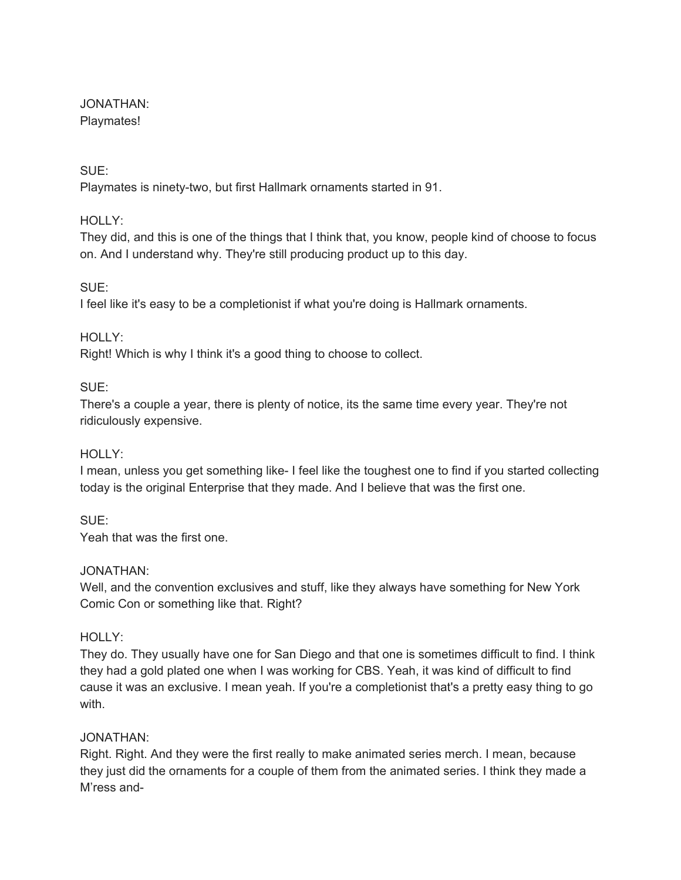JONATHAN:
Playmates!

SUE:
Playmates is ninety-two, but first Hallmark ornaments started in 91.

HOLLY:
They did, and this is one of the things that I think that, you know, people kind of choose to focus on. And I understand why. They're still producing product up to this day.

SUE:
I feel like it's easy to be a completionist if what you're doing is Hallmark ornaments.

HOLLY:
Right! Which is why I think it's a good thing to choose to collect.

SUE:
There's a couple a year, there is plenty of notice, its the same time every year. They're not ridiculously expensive.

HOLLY:
I mean, unless you get something like- I feel like the toughest one to find if you started collecting today is the original Enterprise that they made. And I believe that was the first one.

SUE:
Yeah that was the first one.

JONATHAN:
Well, and the convention exclusives and stuff, like they always have something for New York Comic Con or something like that. Right?

HOLLY:
They do. They usually have one for San Diego and that one is sometimes difficult to find. I think they had a gold plated one when I was working for CBS. Yeah, it was kind of difficult to find cause it was an exclusive. I mean yeah. If you're a completionist that's a pretty easy thing to go with.

JONATHAN:
Right. Right. And they were the first really to make animated series merch. I mean, because they just did the ornaments for a couple of them from the animated series. I think they made a M'ress and-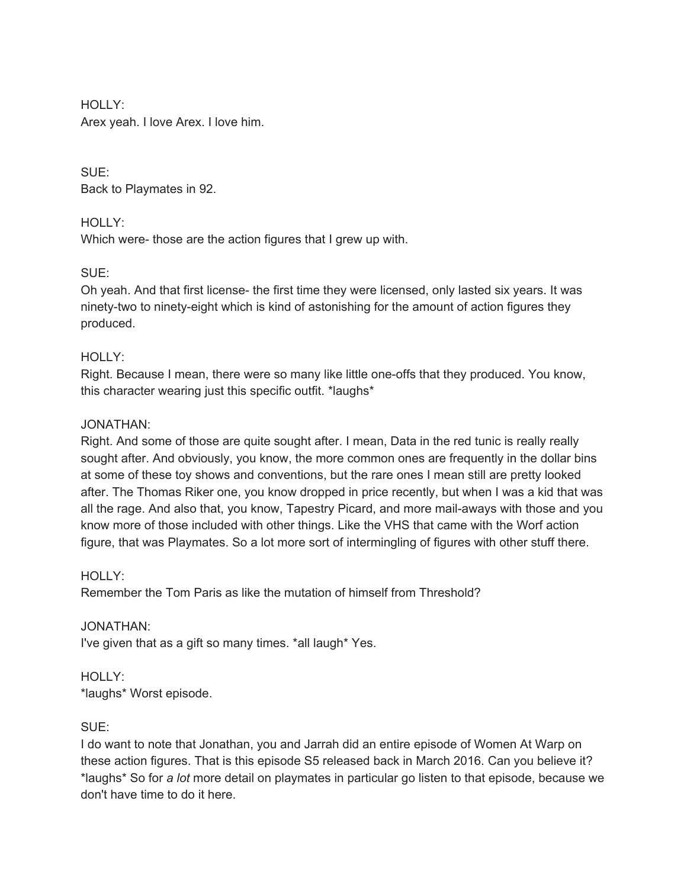HOLLY:
Arex yeah. I love Arex. I love him.

SUE:
Back to Playmates in 92.

HOLLY:
Which were- those are the action figures that I grew up with.

SUE:
Oh yeah. And that first license- the first time they were licensed, only lasted six years. It was ninety-two to ninety-eight which is kind of astonishing for the amount of action figures they produced.

HOLLY:
Right. Because I mean, there were so many like little one-offs that they produced. You know, this character wearing just this specific outfit. *laughs*

JONATHAN:
Right. And some of those are quite sought after. I mean, Data in the red tunic is really really sought after. And obviously, you know, the more common ones are frequently in the dollar bins at some of these toy shows and conventions, but the rare ones I mean still are pretty looked after. The Thomas Riker one, you know dropped in price recently, but when I was a kid that was all the rage. And also that, you know, Tapestry Picard, and more mail-aways with those and you know more of those included with other things. Like the VHS that came with the Worf action figure, that was Playmates. So a lot more sort of intermingling of figures with other stuff there.

HOLLY:
Remember the Tom Paris as like the mutation of himself from Threshold?

JONATHAN:
I've given that as a gift so many times. *all laugh* Yes.

HOLLY:
*laughs* Worst episode.

SUE:
I do want to note that Jonathan, you and Jarrah did an entire episode of Women At Warp on these action figures. That is this episode S5 released back in March 2016. Can you believe it? *laughs* So for *a lot* more detail on playmates in particular go listen to that episode, because we don't have time to do it here.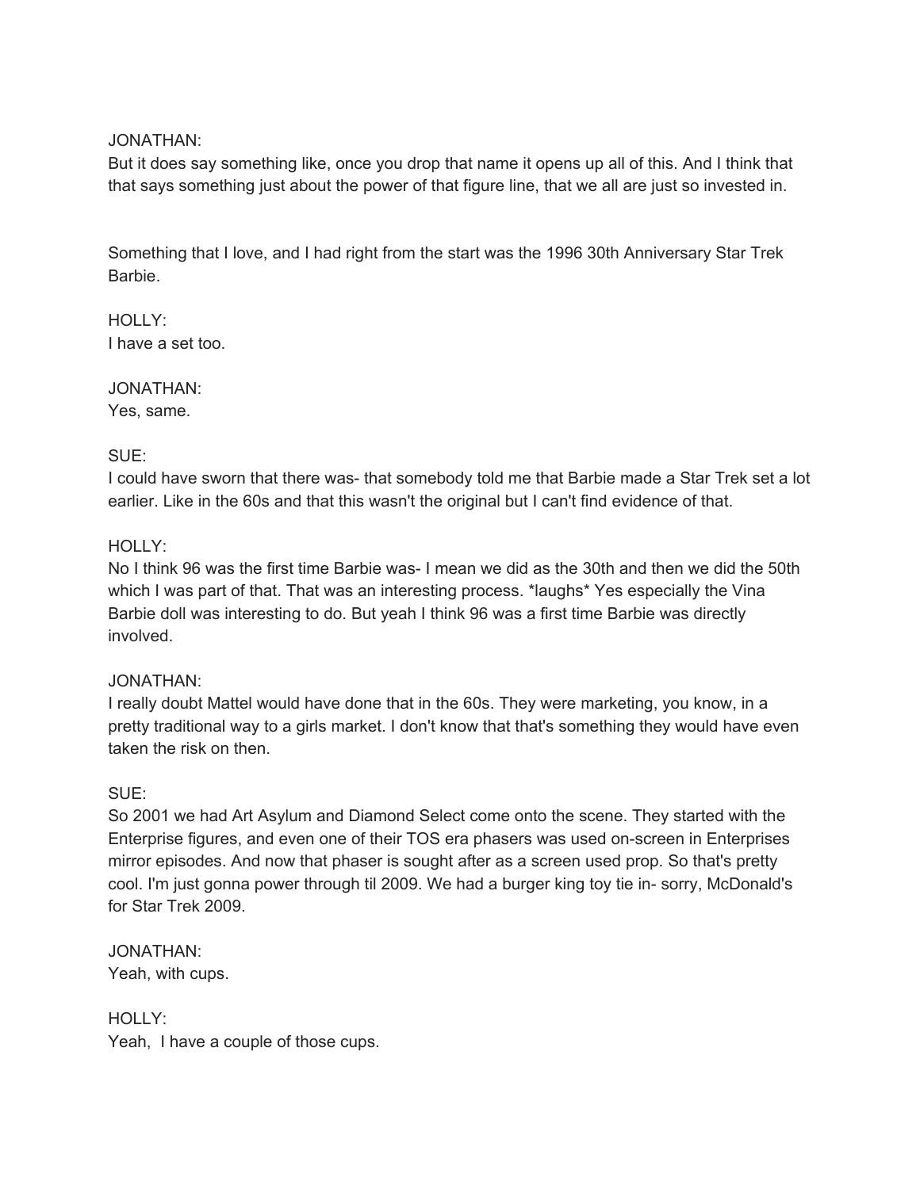JONATHAN:
But it does say something like, once you drop that name it opens up all of this. And I think that that says something just about the power of that figure line, that we all are just so invested in.

Something that I love, and I had right from the start was the 1996 30th Anniversary Star Trek Barbie.

HOLLY:
I have a set too.

JONATHAN:
Yes, same.

SUE:
I could have sworn that there was- that somebody told me that Barbie made a Star Trek set a lot earlier. Like in the 60s and that this wasn't the original but I can't find evidence of that.

HOLLY:
No I think 96 was the first time Barbie was- I mean we did as the 30th and then we did the 50th which I was part of that. That was an interesting process. *laughs* Yes especially the Vina Barbie doll was interesting to do. But yeah I think 96 was a first time Barbie was directly involved.

JONATHAN:
I really doubt Mattel would have done that in the 60s. They were marketing, you know, in a pretty traditional way to a girls market. I don't know that that's something they would have even taken the risk on then.

SUE:
So 2001 we had Art Asylum and Diamond Select come onto the scene. They started with the Enterprise figures, and even one of their TOS era phasers was used on-screen in Enterprises mirror episodes. And now that phaser is sought after as a screen used prop. So that's pretty cool. I'm just gonna power through til 2009. We had a burger king toy tie in- sorry, McDonald's for Star Trek 2009.

JONATHAN:
Yeah, with cups.

HOLLY:
Yeah, I have a couple of those cups.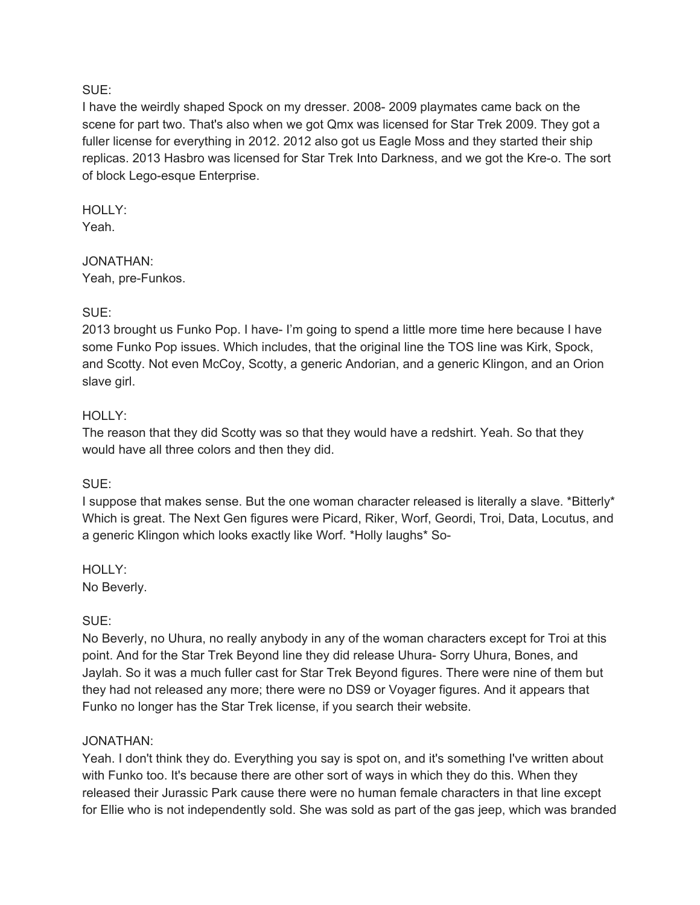SUE:
I have the weirdly shaped Spock on my dresser. 2008- 2009 playmates came back on the scene for part two. That's also when we got Qmx was licensed for Star Trek 2009. They got a fuller license for everything in 2012. 2012 also got us Eagle Moss and they started their ship replicas. 2013 Hasbro was licensed for Star Trek Into Darkness, and we got the Kre-o. The sort of block Lego-esque Enterprise.

HOLLY:
Yeah.

JONATHAN:
Yeah, pre-Funkos.

SUE:
2013 brought us Funko Pop. I have- I'm going to spend a little more time here because I have some Funko Pop issues. Which includes, that the original line the TOS line was Kirk, Spock, and Scotty. Not even McCoy, Scotty, a generic Andorian, and a generic Klingon, and an Orion slave girl.

HOLLY:
The reason that they did Scotty was so that they would have a redshirt. Yeah. So that they would have all three colors and then they did.

SUE:
I suppose that makes sense. But the one woman character released is literally a slave. *Bitterly* Which is great. The Next Gen figures were Picard, Riker, Worf, Geordi, Troi, Data, Locutus, and a generic Klingon which looks exactly like Worf. *Holly laughs* So-

HOLLY:
No Beverly.

SUE:
No Beverly, no Uhura, no really anybody in any of the woman characters except for Troi at this point. And for the Star Trek Beyond line they did release Uhura- Sorry Uhura, Bones, and Jaylah. So it was a much fuller cast for Star Trek Beyond figures. There were nine of them but they had not released any more; there were no DS9 or Voyager figures. And it appears that Funko no longer has the Star Trek license, if you search their website.

JONATHAN:
Yeah. I don't think they do. Everything you say is spot on, and it's something I've written about with Funko too. It's because there are other sort of ways in which they do this. When they released their Jurassic Park cause there were no human female characters in that line except for Ellie who is not independently sold. She was sold as part of the gas jeep, which was branded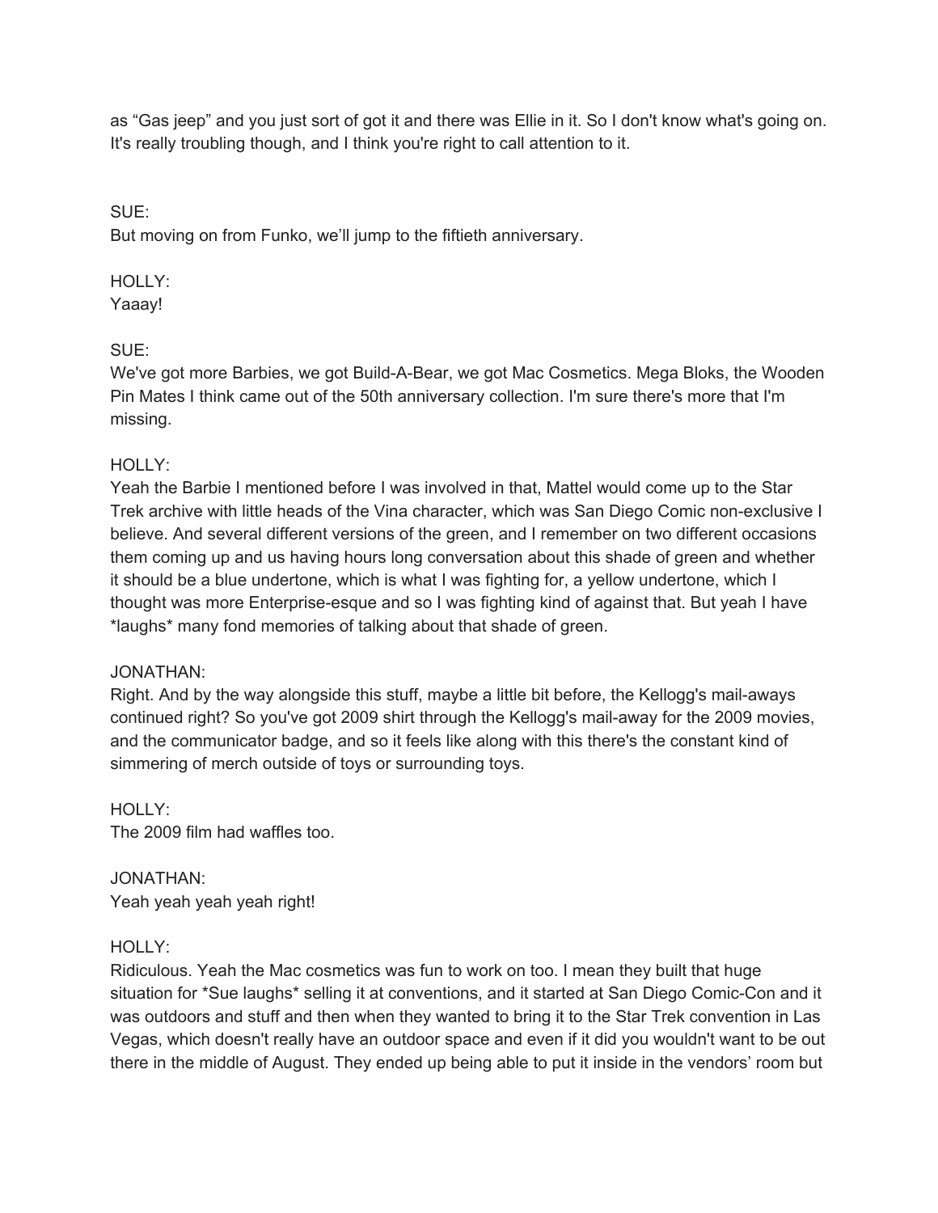as "Gas jeep" and you just sort of got it and there was Ellie in it. So I don't know what's going on. It's really troubling though, and I think you're right to call attention to it.

SUE:
But moving on from Funko, we'll jump to the fiftieth anniversary.

HOLLY:
Yaaay!

SUE:
We've got more Barbies, we got Build-A-Bear, we got Mac Cosmetics. Mega Bloks, the Wooden Pin Mates I think came out of the 50th anniversary collection. I'm sure there's more that I'm missing.

HOLLY:
Yeah the Barbie I mentioned before I was involved in that, Mattel would come up to the Star Trek archive with little heads of the Vina character, which was San Diego Comic non-exclusive I believe. And several different versions of the green, and I remember on two different occasions them coming up and us having hours long conversation about this shade of green and whether it should be a blue undertone, which is what I was fighting for, a yellow undertone, which I thought was more Enterprise-esque and so I was fighting kind of against that. But yeah I have *laughs* many fond memories of talking about that shade of green.

JONATHAN:
Right. And by the way alongside this stuff, maybe a little bit before, the Kellogg's mail-aways continued right? So you've got 2009 shirt through the Kellogg's mail-away for the 2009 movies, and the communicator badge, and so it feels like along with this there's the constant kind of simmering of merch outside of toys or surrounding toys.

HOLLY:
The 2009 film had waffles too.

JONATHAN:
Yeah yeah yeah yeah right!

HOLLY:
Ridiculous. Yeah the Mac cosmetics was fun to work on too. I mean they built that huge situation for *Sue laughs* selling it at conventions, and it started at San Diego Comic-Con and it was outdoors and stuff and then when they wanted to bring it to the Star Trek convention in Las Vegas, which doesn't really have an outdoor space and even if it did you wouldn't want to be out there in the middle of August. They ended up being able to put it inside in the vendors' room but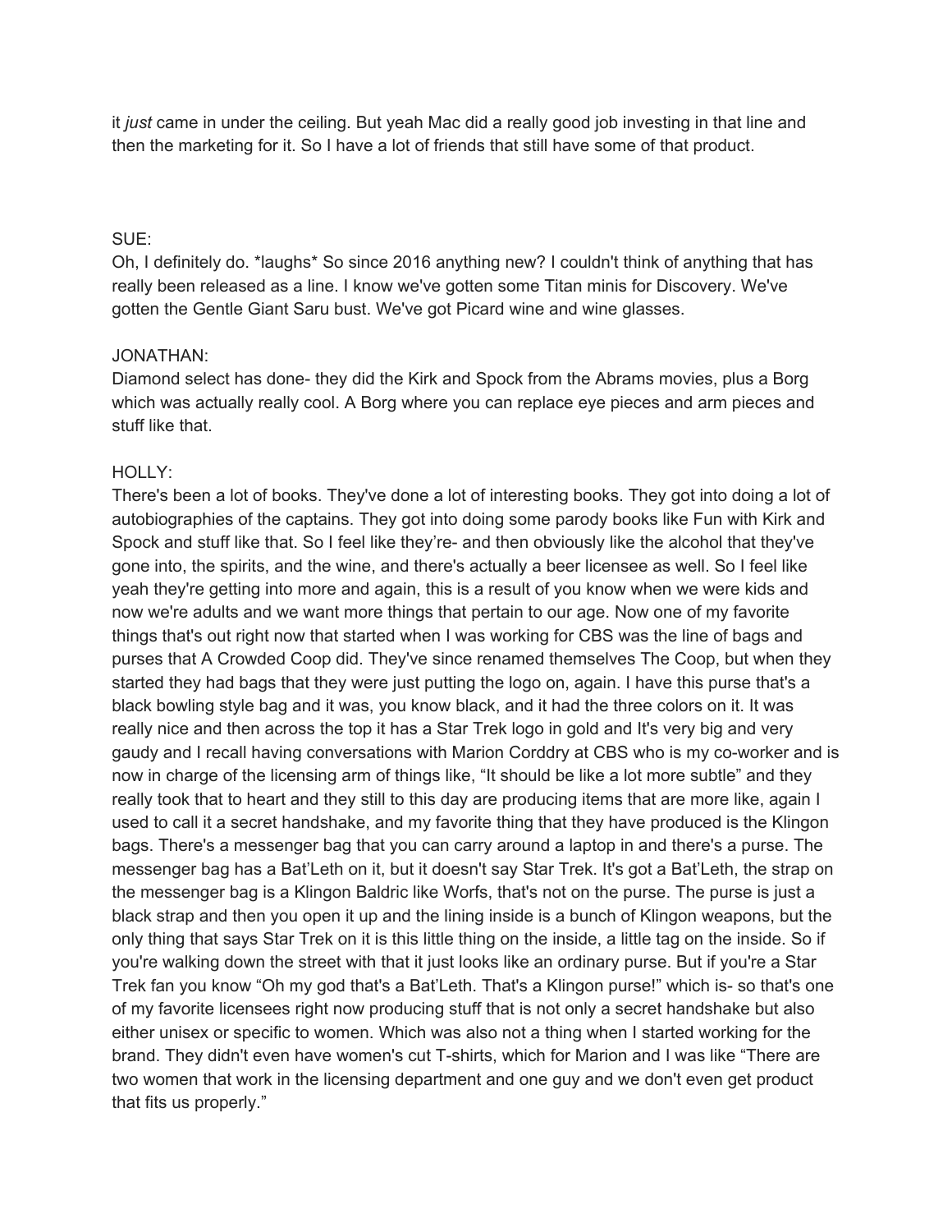it *just* came in under the ceiling. But yeah Mac did a really good job investing in that line and then the marketing for it. So I have a lot of friends that still have some of that product.

SUE:
Oh, I definitely do. *laughs* So since 2016 anything new? I couldn't think of anything that has really been released as a line. I know we've gotten some Titan minis for Discovery. We've gotten the Gentle Giant Saru bust. We've got Picard wine and wine glasses.

JONATHAN:
Diamond select has done- they did the Kirk and Spock from the Abrams movies, plus a Borg which was actually really cool. A Borg where you can replace eye pieces and arm pieces and stuff like that.

HOLLY:
There's been a lot of books. They've done a lot of interesting books. They got into doing a lot of autobiographies of the captains. They got into doing some parody books like Fun with Kirk and Spock and stuff like that. So I feel like they're- and then obviously like the alcohol that they've gone into, the spirits, and the wine, and there's actually a beer licensee as well. So I feel like yeah they're getting into more and again, this is a result of you know when we were kids and now we're adults and we want more things that pertain to our age. Now one of my favorite things that's out right now that started when I was working for CBS was the line of bags and purses that A Crowded Coop did. They've since renamed themselves The Coop, but when they started they had bags that they were just putting the logo on, again. I have this purse that's a black bowling style bag and it was, you know black, and it had the three colors on it. It was really nice and then across the top it has a Star Trek logo in gold and It's very big and very gaudy and I recall having conversations with Marion Corddry at CBS who is my co-worker and is now in charge of the licensing arm of things like, "It should be like a lot more subtle" and they really took that to heart and they still to this day are producing items that are more like, again I used to call it a secret handshake, and my favorite thing that they have produced is the Klingon bags. There's a messenger bag that you can carry around a laptop in and there's a purse. The messenger bag has a Bat'Leth on it, but it doesn't say Star Trek. It's got a Bat'Leth, the strap on the messenger bag is a Klingon Baldric like Worfs, that's not on the purse. The purse is just a black strap and then you open it up and the lining inside is a bunch of Klingon weapons, but the only thing that says Star Trek on it is this little thing on the inside, a little tag on the inside. So if you're walking down the street with that it just looks like an ordinary purse. But if you're a Star Trek fan you know "Oh my god that's a Bat'Leth. That's a Klingon purse!" which is- so that's one of my favorite licensees right now producing stuff that is not only a secret handshake but also either unisex or specific to women. Which was also not a thing when I started working for the brand. They didn't even have women's cut T-shirts, which for Marion and I was like "There are two women that work in the licensing department and one guy and we don't even get product that fits us properly."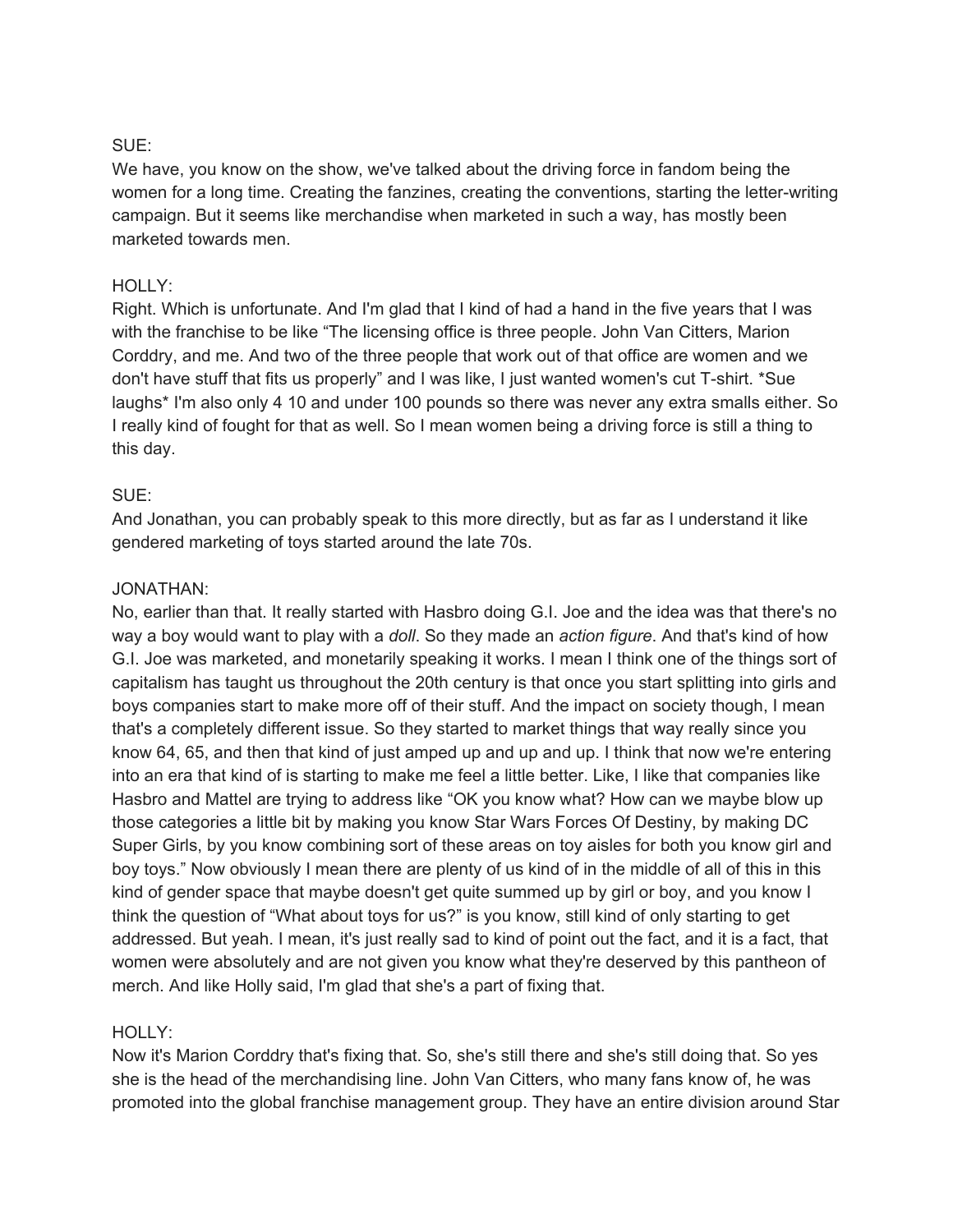SUE:
We have, you know on the show, we've talked about the driving force in fandom being the women for a long time. Creating the fanzines, creating the conventions, starting the letter-writing campaign. But it seems like merchandise when marketed in such a way, has mostly been marketed towards men.

HOLLY:
Right. Which is unfortunate. And I'm glad that I kind of had a hand in the five years that I was with the franchise to be like "The licensing office is three people. John Van Citters, Marion Corddry, and me. And two of the three people that work out of that office are women and we don't have stuff that fits us properly" and I was like, I just wanted women's cut T-shirt. *Sue laughs* I'm also only 4 10 and under 100 pounds so there was never any extra smalls either. So I really kind of fought for that as well. So I mean women being a driving force is still a thing to this day.

SUE:
And Jonathan, you can probably speak to this more directly, but as far as I understand it like gendered marketing of toys started around the late 70s.

JONATHAN:
No, earlier than that. It really started with Hasbro doing G.I. Joe and the idea was that there's no way a boy would want to play with a *doll*. So they made an *action figure*. And that's kind of how G.I. Joe was marketed, and monetarily speaking it works. I mean I think one of the things sort of capitalism has taught us throughout the 20th century is that once you start splitting into girls and boys companies start to make more off of their stuff. And the impact on society though, I mean that's a completely different issue. So they started to market things that way really since you know 64, 65, and then that kind of just amped up and up and up. I think that now we're entering into an era that kind of is starting to make me feel a little better. Like, I like that companies like Hasbro and Mattel are trying to address like "OK you know what? How can we maybe blow up those categories a little bit by making you know Star Wars Forces Of Destiny, by making DC Super Girls, by you know combining sort of these areas on toy aisles for both you know girl and boy toys." Now obviously I mean there are plenty of us kind of in the middle of all of this in this kind of gender space that maybe doesn't get quite summed up by girl or boy, and you know I think the question of "What about toys for us?" is you know, still kind of only starting to get addressed. But yeah. I mean, it's just really sad to kind of point out the fact, and it is a fact, that women were absolutely and are not given you know what they're deserved by this pantheon of merch. And like Holly said, I'm glad that she's a part of fixing that.

HOLLY:
Now it's Marion Corddry that's fixing that. So, she's still there and she's still doing that. So yes she is the head of the merchandising line. John Van Citters, who many fans know of, he was promoted into the global franchise management group. They have an entire division around Star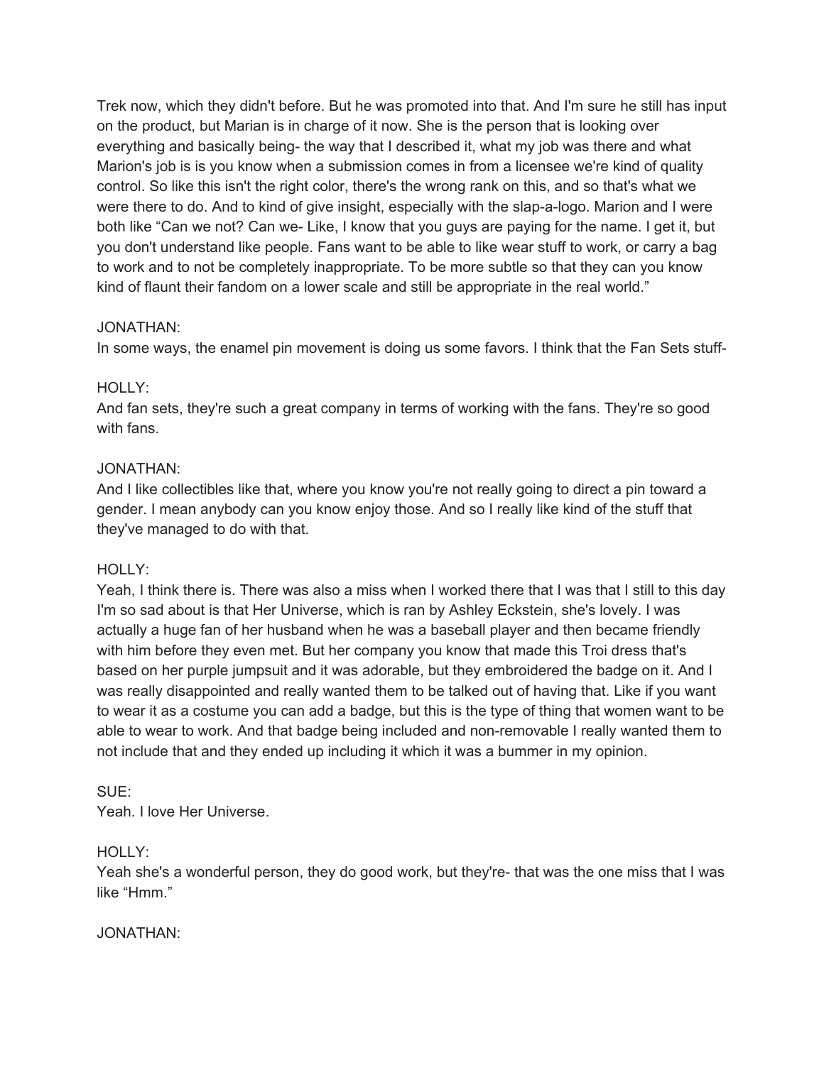Trek now, which they didn't before. But he was promoted into that. And I'm sure he still has input on the product, but Marian is in charge of it now. She is the person that is looking over everything and basically being- the way that I described it, what my job was there and what Marion's job is is you know when a submission comes in from a licensee we're kind of quality control. So like this isn't the right color, there's the wrong rank on this, and so that's what we were there to do. And to kind of give insight, especially with the slap-a-logo. Marion and I were both like "Can we not? Can we- Like, I know that you guys are paying for the name. I get it, but you don't understand like people. Fans want to be able to like wear stuff to work, or carry a bag to work and to not be completely inappropriate. To be more subtle so that they can you know kind of flaunt their fandom on a lower scale and still be appropriate in the real world."

JONATHAN:
In some ways, the enamel pin movement is doing us some favors. I think that the Fan Sets stuff-

HOLLY:
And fan sets, they're such a great company in terms of working with the fans. They're so good with fans.

JONATHAN:
And I like collectibles like that, where you know you're not really going to direct a pin toward a gender. I mean anybody can you know enjoy those. And so I really like kind of the stuff that they've managed to do with that.

HOLLY:
Yeah, I think there is. There was also a miss when I worked there that I was that I still to this day I'm so sad about is that Her Universe, which is ran by Ashley Eckstein, she's lovely. I was actually a huge fan of her husband when he was a baseball player and then became friendly with him before they even met. But her company you know that made this Troi dress that's based on her purple jumpsuit and it was adorable, but they embroidered the badge on it. And I was really disappointed and really wanted them to be talked out of having that. Like if you want to wear it as a costume you can add a badge, but this is the type of thing that women want to be able to wear to work. And that badge being included and non-removable I really wanted them to not include that and they ended up including it which it was a bummer in my opinion.

SUE:
Yeah. I love Her Universe.

HOLLY:
Yeah she's a wonderful person, they do good work, but they're- that was the one miss that I was like "Hmm."

JONATHAN: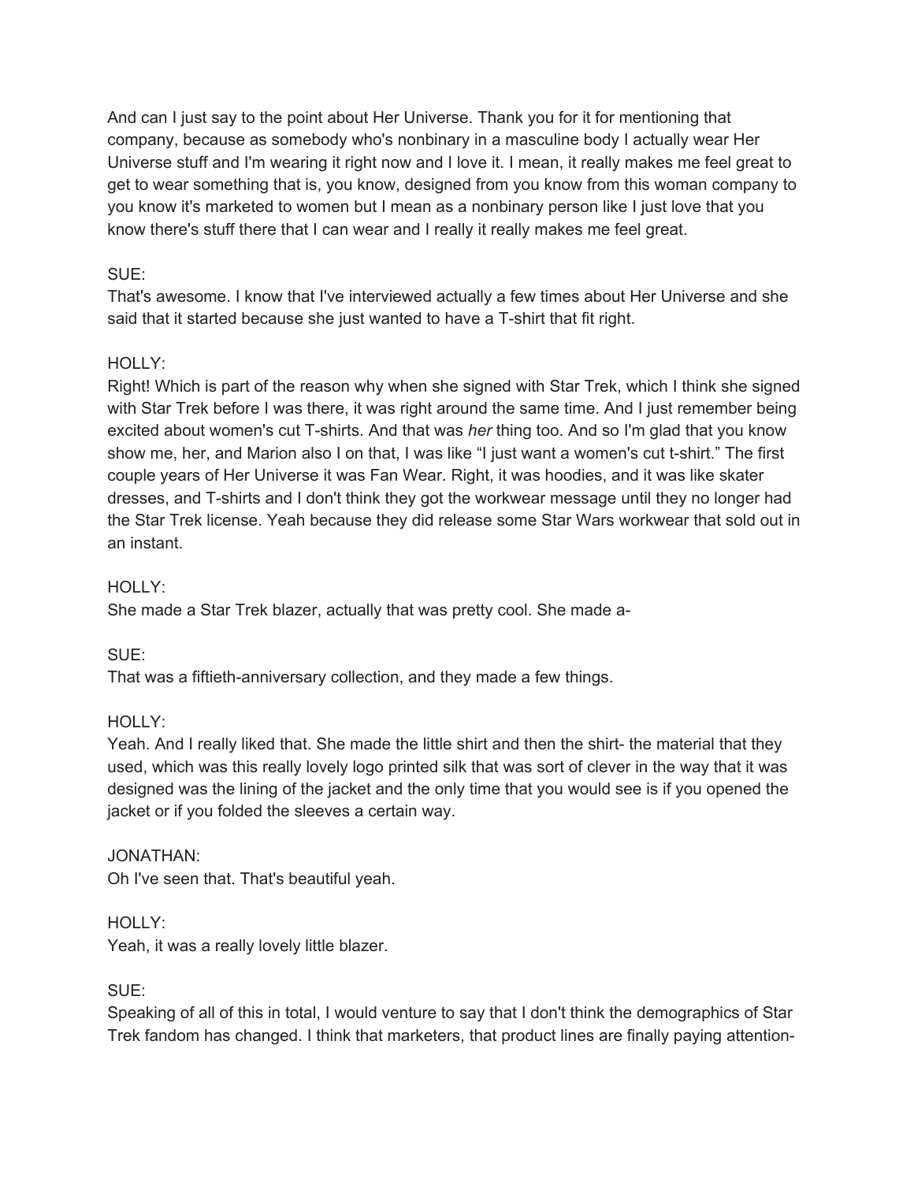And can I just say to the point about Her Universe. Thank you for it for mentioning that company, because as somebody who's nonbinary in a masculine body I actually wear Her Universe stuff and I'm wearing it right now and I love it. I mean, it really makes me feel great to get to wear something that is, you know, designed from you know from this woman company to you know it's marketed to women but I mean as a nonbinary person like I just love that you know there's stuff there that I can wear and I really it really makes me feel great.

SUE:
That's awesome. I know that I've interviewed actually a few times about Her Universe and she said that it started because she just wanted to have a T-shirt that fit right.

HOLLY:
Right! Which is part of the reason why when she signed with Star Trek, which I think she signed with Star Trek before I was there, it was right around the same time. And I just remember being excited about women's cut T-shirts. And that was *her* thing too. And so I'm glad that you know show me, her, and Marion also I on that, I was like "I just want a women's cut t-shirt." The first couple years of Her Universe it was Fan Wear. Right, it was hoodies, and it was like skater dresses, and T-shirts and I don't think they got the workwear message until they no longer had the Star Trek license. Yeah because they did release some Star Wars workwear that sold out in an instant.

HOLLY:
She made a Star Trek blazer, actually that was pretty cool. She made a-

SUE:
That was a fiftieth-anniversary collection, and they made a few things.

HOLLY:
Yeah. And I really liked that. She made the little shirt and then the shirt- the material that they used, which was this really lovely logo printed silk that was sort of clever in the way that it was designed was the lining of the jacket and the only time that you would see is if you opened the jacket or if you folded the sleeves a certain way.

JONATHAN:
Oh I've seen that. That's beautiful yeah.

HOLLY:
Yeah, it was a really lovely little blazer.

SUE:
Speaking of all of this in total, I would venture to say that I don't think the demographics of Star Trek fandom has changed. I think that marketers, that product lines are finally paying attention-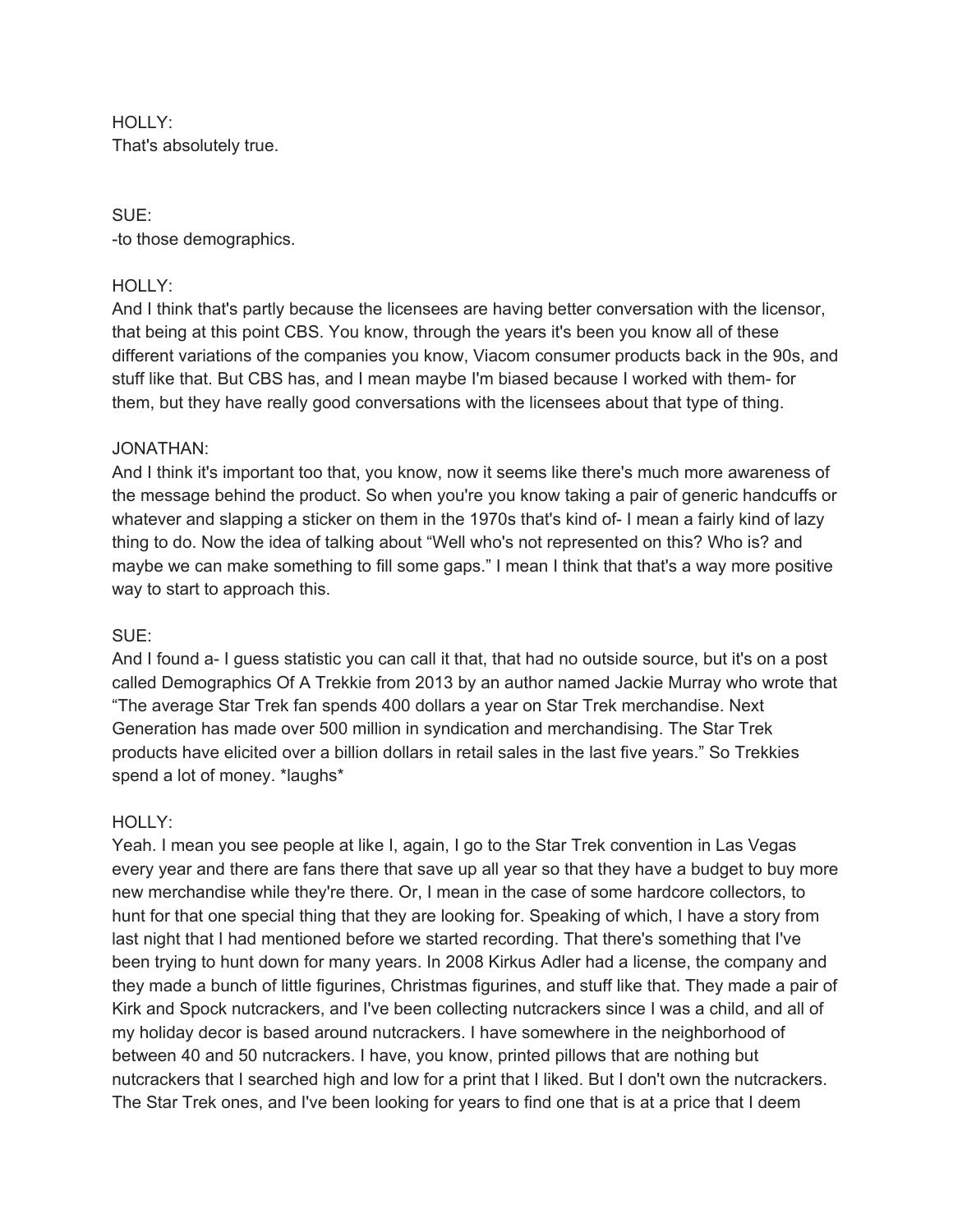HOLLY:
That's absolutely true.

SUE:
-to those demographics.

HOLLY:
And I think that's partly because the licensees are having better conversation with the licensor, that being at this point CBS. You know, through the years it's been you know all of these different variations of the companies you know, Viacom consumer products back in the 90s, and stuff like that. But CBS has, and I mean maybe I'm biased because I worked with them- for them, but they have really good conversations with the licensees about that type of thing.

JONATHAN:
And I think it's important too that, you know, now it seems like there's much more awareness of the message behind the product. So when you're you know taking a pair of generic handcuffs or whatever and slapping a sticker on them in the 1970s that's kind of- I mean a fairly kind of lazy thing to do. Now the idea of talking about "Well who's not represented on this? Who is? and maybe we can make something to fill some gaps." I mean I think that that's a way more positive way to start to approach this.

SUE:
And I found a- I guess statistic you can call it that, that had no outside source, but it's on a post called Demographics Of A Trekkie from 2013 by an author named Jackie Murray who wrote that "The average Star Trek fan spends 400 dollars a year on Star Trek merchandise. Next Generation has made over 500 million in syndication and merchandising. The Star Trek products have elicited over a billion dollars in retail sales in the last five years." So Trekkies spend a lot of money. *laughs*

HOLLY:
Yeah. I mean you see people at like I, again, I go to the Star Trek convention in Las Vegas every year and there are fans there that save up all year so that they have a budget to buy more new merchandise while they're there. Or, I mean in the case of some hardcore collectors, to hunt for that one special thing that they are looking for. Speaking of which, I have a story from last night that I had mentioned before we started recording. That there's something that I've been trying to hunt down for many years. In 2008 Kirkus Adler had a license, the company and they made a bunch of little figurines, Christmas figurines, and stuff like that. They made a pair of Kirk and Spock nutcrackers, and I've been collecting nutcrackers since I was a child, and all of my holiday decor is based around nutcrackers. I have somewhere in the neighborhood of between 40 and 50 nutcrackers. I have, you know, printed pillows that are nothing but nutcrackers that I searched high and low for a print that I liked. But I don't own the nutcrackers. The Star Trek ones, and I've been looking for years to find one that is at a price that I deem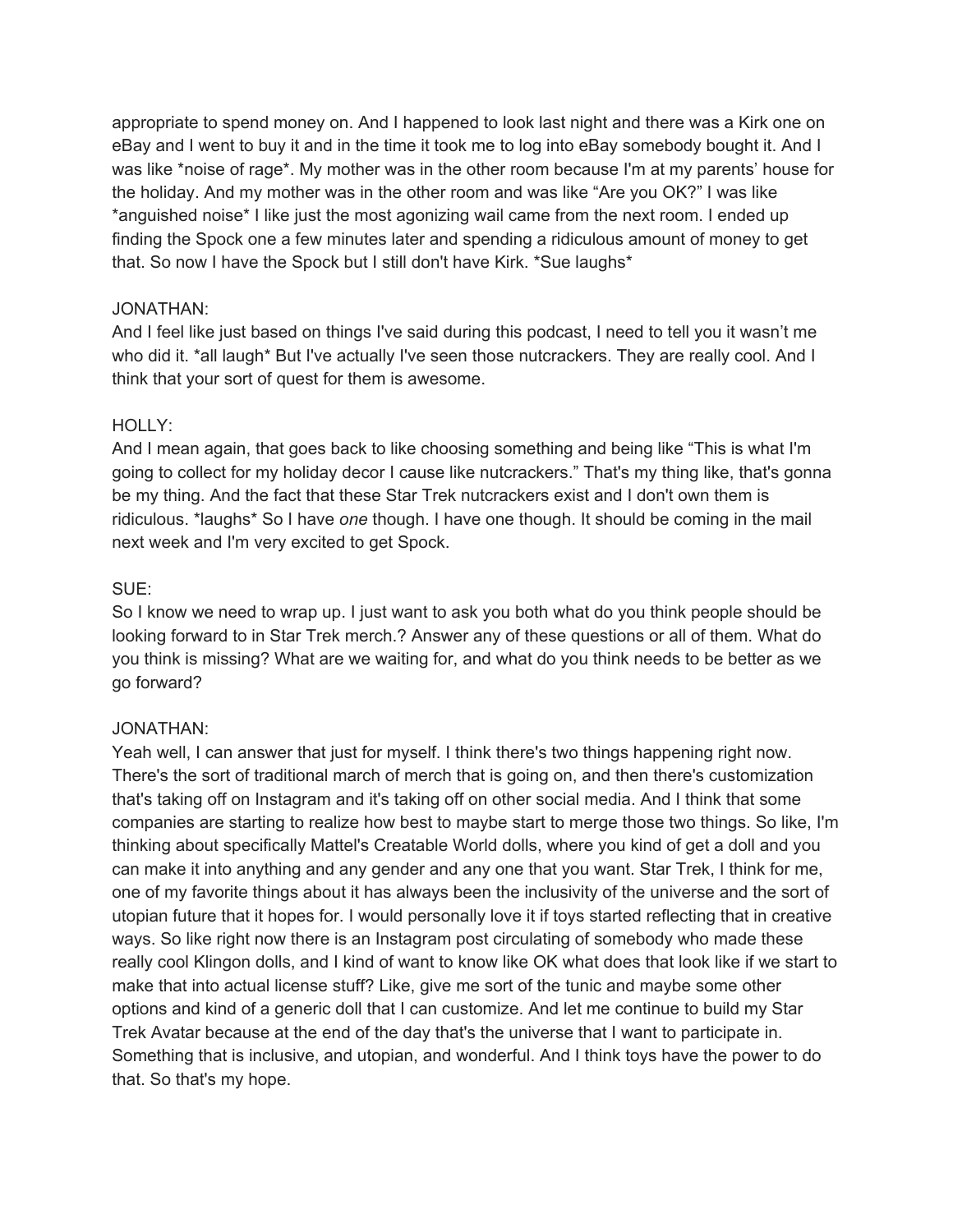appropriate to spend money on. And I happened to look last night and there was a Kirk one on eBay and I went to buy it and in the time it took me to log into eBay somebody bought it. And I was like *noise of rage*. My mother was in the other room because I'm at my parents' house for the holiday. And my mother was in the other room and was like "Are you OK?" I was like *anguished noise* I like just the most agonizing wail came from the next room. I ended up finding the Spock one a few minutes later and spending a ridiculous amount of money to get that. So now I have the Spock but I still don't have Kirk. *Sue laughs*

JONATHAN:
And I feel like just based on things I've said during this podcast, I need to tell you it wasn't me who did it. *all laugh* But I've actually I've seen those nutcrackers. They are really cool. And I think that your sort of quest for them is awesome.

HOLLY:
And I mean again, that goes back to like choosing something and being like "This is what I'm going to collect for my holiday decor I cause like nutcrackers." That's my thing like, that's gonna be my thing. And the fact that these Star Trek nutcrackers exist and I don't own them is ridiculous. *laughs* So I have *one* though. I have one though. It should be coming in the mail next week and I'm very excited to get Spock.

SUE:
So I know we need to wrap up. I just want to ask you both what do you think people should be looking forward to in Star Trek merch.? Answer any of these questions or all of them. What do you think is missing? What are we waiting for, and what do you think needs to be better as we go forward?

JONATHAN:
Yeah well, I can answer that just for myself. I think there's two things happening right now. There's the sort of traditional march of merch that is going on, and then there's customization that's taking off on Instagram and it's taking off on other social media. And I think that some companies are starting to realize how best to maybe start to merge those two things. So like, I'm thinking about specifically Mattel's Creatable World dolls, where you kind of get a doll and you can make it into anything and any gender and any one that you want. Star Trek, I think for me, one of my favorite things about it has always been the inclusivity of the universe and the sort of utopian future that it hopes for. I would personally love it if toys started reflecting that in creative ways. So like right now there is an Instagram post circulating of somebody who made these really cool Klingon dolls, and I kind of want to know like OK what does that look like if we start to make that into actual license stuff? Like, give me sort of the tunic and maybe some other options and kind of a generic doll that I can customize. And let me continue to build my Star Trek Avatar because at the end of the day that's the universe that I want to participate in. Something that is inclusive, and utopian, and wonderful. And I think toys have the power to do that. So that's my hope.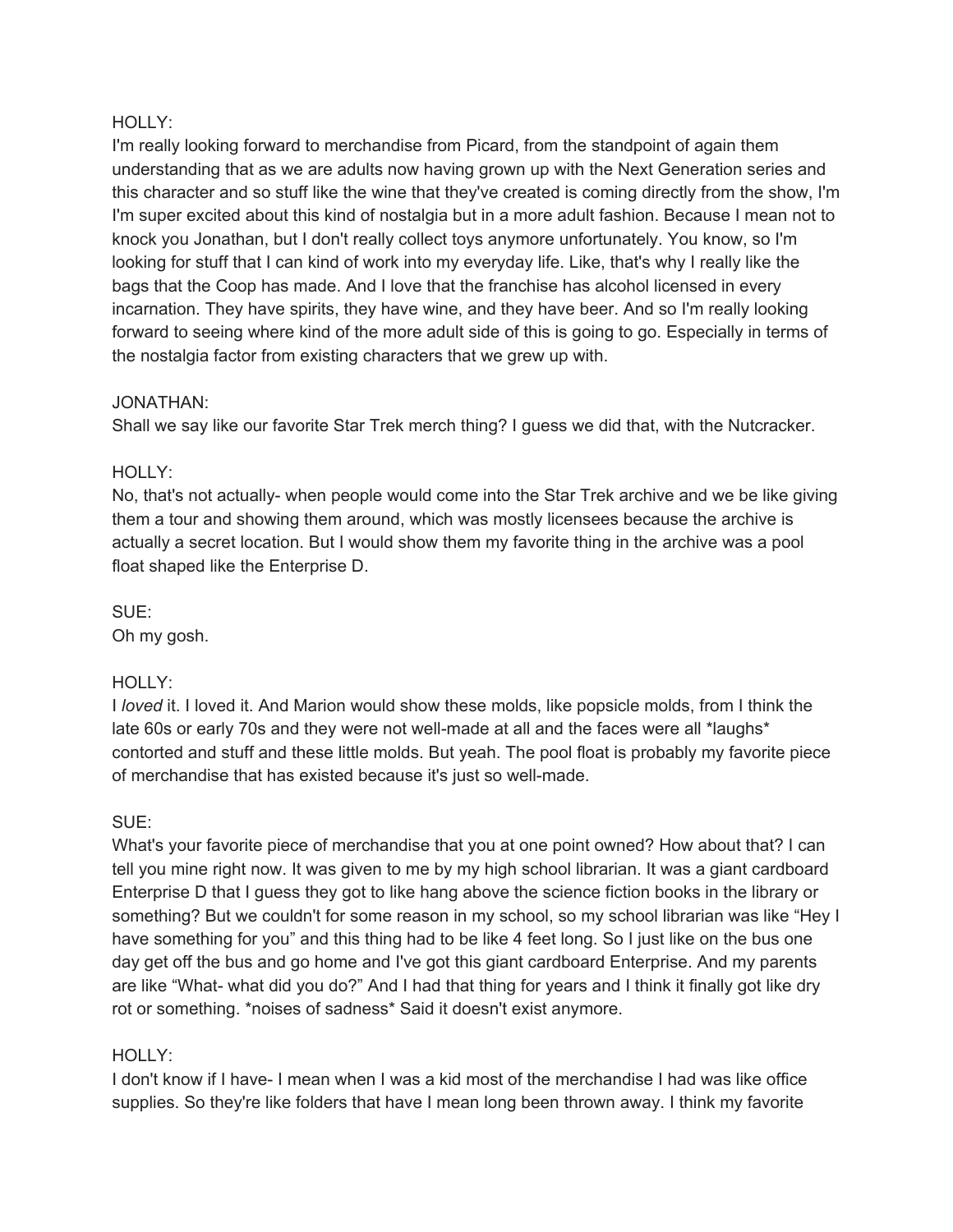HOLLY:
I'm really looking forward to merchandise from Picard, from the standpoint of again them understanding that as we are adults now having grown up with the Next Generation series and this character and so stuff like the wine that they've created is coming directly from the show, I'm I'm super excited about this kind of nostalgia but in a more adult fashion. Because I mean not to knock you Jonathan, but I don't really collect toys anymore unfortunately. You know, so I'm looking for stuff that I can kind of work into my everyday life. Like, that's why I really like the bags that the Coop has made. And I love that the franchise has alcohol licensed in every incarnation. They have spirits, they have wine, and they have beer. And so I'm really looking forward to seeing where kind of the more adult side of this is going to go. Especially in terms of the nostalgia factor from existing characters that we grew up with.

JONATHAN:
Shall we say like our favorite Star Trek merch thing? I guess we did that, with the Nutcracker.

HOLLY:
No, that's not actually- when people would come into the Star Trek archive and we be like giving them a tour and showing them around, which was mostly licensees because the archive is actually a secret location. But I would show them my favorite thing in the archive was a pool float shaped like the Enterprise D.

SUE:
Oh my gosh.

HOLLY:
I *loved* it. I loved it. And Marion would show these molds, like popsicle molds, from I think the late 60s or early 70s and they were not well-made at all and the faces were all *laughs* contorted and stuff and these little molds. But yeah. The pool float is probably my favorite piece of merchandise that has existed because it's just so well-made.

SUE:
What's your favorite piece of merchandise that you at one point owned? How about that? I can tell you mine right now. It was given to me by my high school librarian. It was a giant cardboard Enterprise D that I guess they got to like hang above the science fiction books in the library or something? But we couldn't for some reason in my school, so my school librarian was like "Hey I have something for you" and this thing had to be like 4 feet long. So I just like on the bus one day get off the bus and go home and I've got this giant cardboard Enterprise. And my parents are like "What- what did you do?" And I had that thing for years and I think it finally got like dry rot or something. *noises of sadness* Said it doesn't exist anymore.

HOLLY:
I don't know if I have- I mean when I was a kid most of the merchandise I had was like office supplies. So they're like folders that have I mean long been thrown away. I think my favorite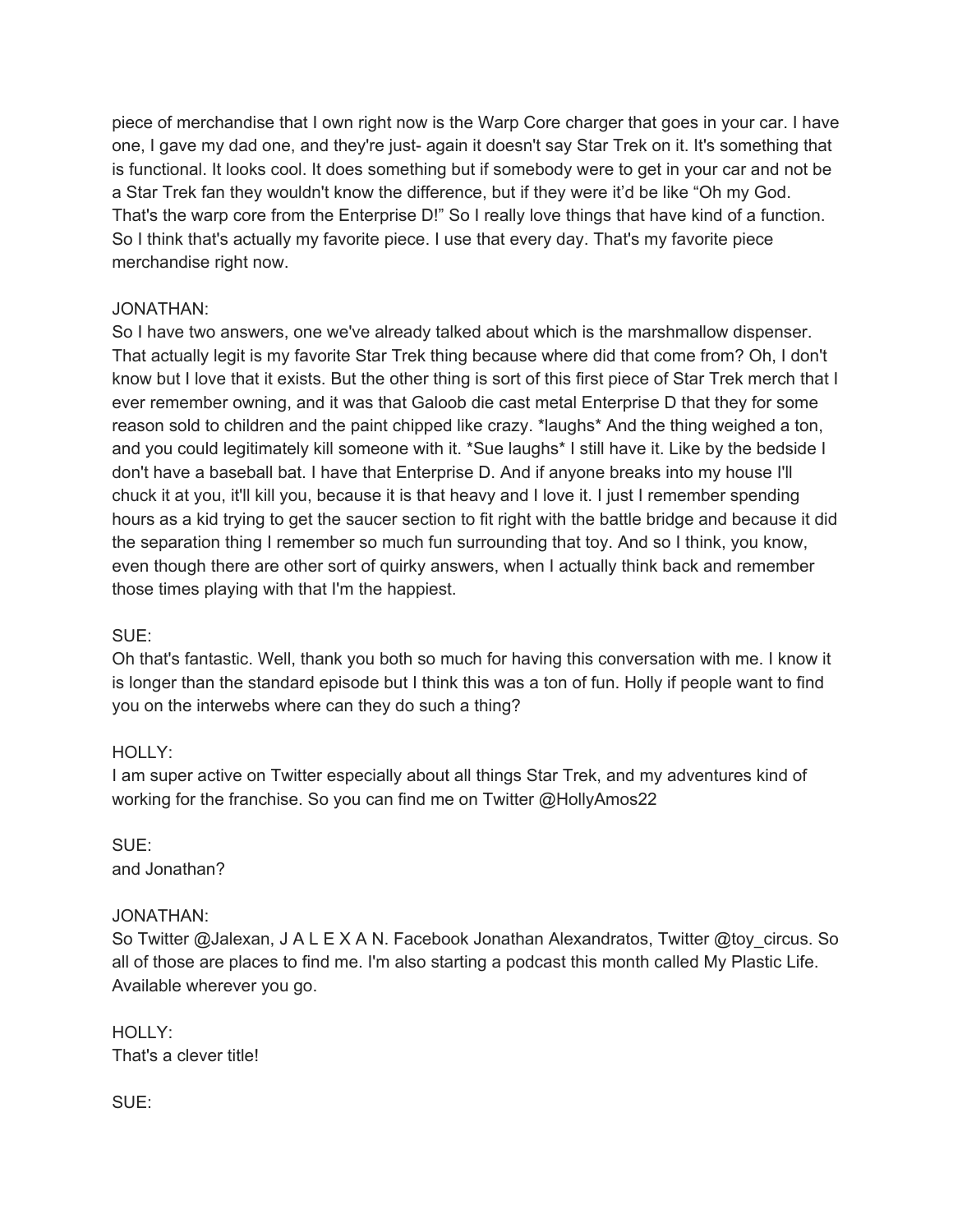piece of merchandise that I own right now is the Warp Core charger that goes in your car. I have one, I gave my dad one, and they're just- again it doesn't say Star Trek on it. It's something that is functional. It looks cool. It does something but if somebody were to get in your car and not be a Star Trek fan they wouldn't know the difference, but if they were it'd be like "Oh my God. That's the warp core from the Enterprise D!" So I really love things that have kind of a function. So I think that's actually my favorite piece. I use that every day. That's my favorite piece merchandise right now.

JONATHAN:
So I have two answers, one we've already talked about which is the marshmallow dispenser. That actually legit is my favorite Star Trek thing because where did that come from? Oh, I don't know but I love that it exists. But the other thing is sort of this first piece of Star Trek merch that I ever remember owning, and it was that Galoob die cast metal Enterprise D that they for some reason sold to children and the paint chipped like crazy. *laughs* And the thing weighed a ton, and you could legitimately kill someone with it. *Sue laughs* I still have it. Like by the bedside I don't have a baseball bat. I have that Enterprise D. And if anyone breaks into my house I'll chuck it at you, it'll kill you, because it is that heavy and I love it. I just I remember spending hours as a kid trying to get the saucer section to fit right with the battle bridge and because it did the separation thing I remember so much fun surrounding that toy. And so I think, you know, even though there are other sort of quirky answers, when I actually think back and remember those times playing with that I'm the happiest.

SUE:
Oh that's fantastic. Well, thank you both so much for having this conversation with me. I know it is longer than the standard episode but I think this was a ton of fun. Holly if people want to find you on the interwebs where can they do such a thing?

HOLLY:
I am super active on Twitter especially about all things Star Trek, and my adventures kind of working for the franchise. So you can find me on Twitter @HollyAmos22

SUE:
and Jonathan?

JONATHAN:
So Twitter @Jalexan, J A L E X A N. Facebook Jonathan Alexandratos, Twitter @toy_circus. So all of those are places to find me. I'm also starting a podcast this month called My Plastic Life. Available wherever you go.

HOLLY:
That's a clever title!

SUE: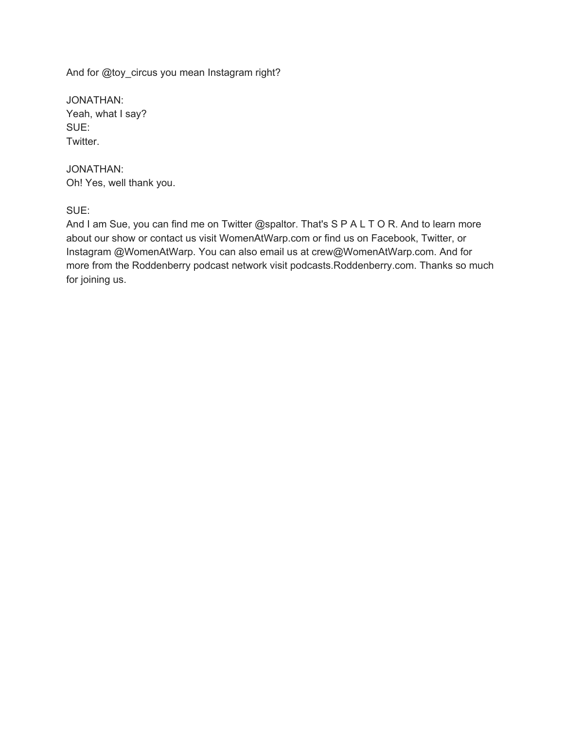And for @toy_circus you mean Instagram right?

JONATHAN:
Yeah, what I say?
SUE:
Twitter.

JONATHAN:
Oh! Yes, well thank you.

SUE:
And I am Sue, you can find me on Twitter @spaltor. That's S P A L T O R. And to learn more about our show or contact us visit WomenAtWarp.com or find us on Facebook, Twitter, or Instagram @WomenAtWarp. You can also email us at crew@WomenAtWarp.com. And for more from the Roddenberry podcast network visit podcasts.Roddenberry.com. Thanks so much for joining us.